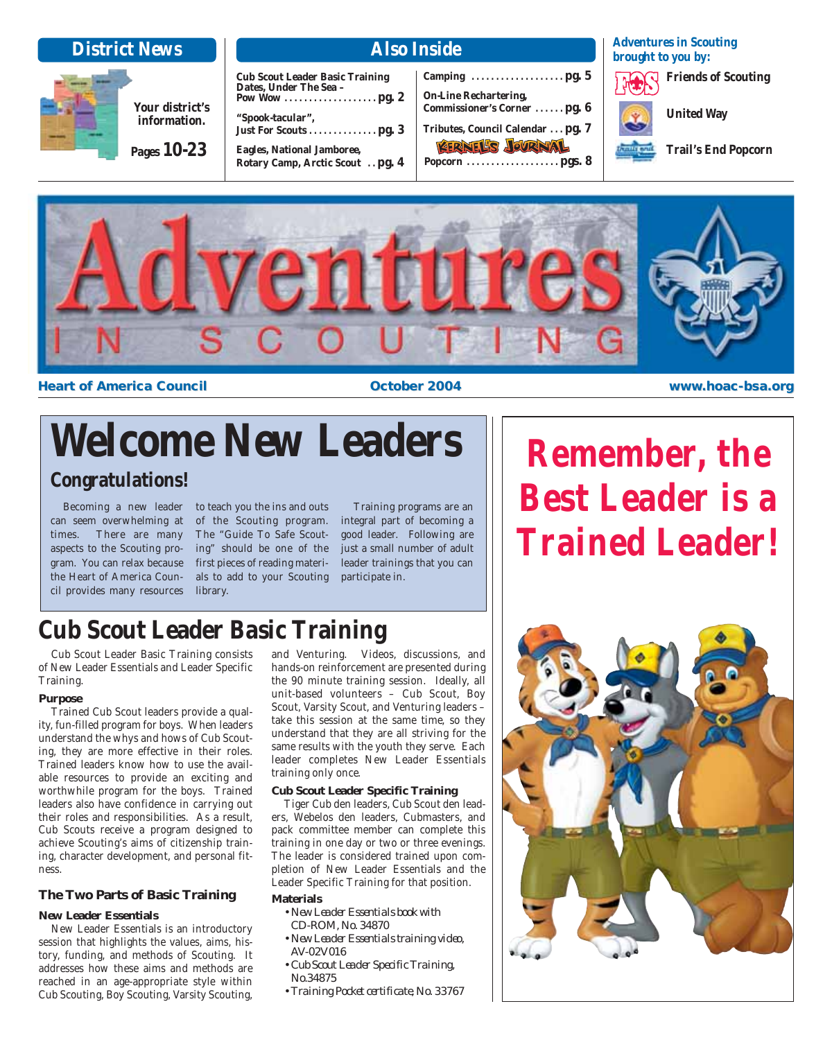## District News

Your district's information.

Pages 10-23

## Also Inside

Cub Scout Leader Basic Training Dates, Under The Sea – Pow Wow ................... pg. 2

"Spook-tacular", Just For Scouts .............. pg. 3

Eagles, National Jamboree, Rotary Camp, Arctic Scout .. pg. 4

Camping .................... pg. 5

On-Line Rechartering, Commissioner's Corner ...... pg. 6

Tributes, Council Calendar ... pg. 7

Kernel's Journal Popcorn .................... pgs. 8

**Adventures in Scouting brought to you by:**

Friends of Scouting

United Way

Trail's End Popcorn

# Adventures in Scouting

Heart of America Council — October 2004 — www.hoac-bsa.org

# Welcome New Leaders

## Congratulations!

Becoming a new leader can seem overwhelming at times. There are many aspects to the Scouting program. You can relax because the Heart of America Council provides many resources to teach you the ins and outs of the Scouting program. The "Guide To Safe Scouting" should be one of the first pieces of reading materials to add to your Scouting library.

Training programs are an integral part of becoming a good leader. Following are just a small number of adult leader trainings that you can participate in.

## Remember, the Best Leader is a Trained Leader!

## Cub Scout Leader Basic Training

Cub Scout Leader Basic Training consists of New Leader Essentials and Leader Specific Training.

**Purpose**

Trained Cub Scout leaders provide a quality, fun-filled program for boys. When leaders understand the whys and hows of Cub Scouting, they are more effective in their roles. Trained leaders know how to use the available resources to provide an exciting and worthwhile program for the boys. Trained leaders also have confidence in carrying out their roles and responsibilities. As a result, Cub Scouts receive a program designed to achieve Scouting's aims of citizenship training, character development, and personal fitness.

### The Two Parts of Basic Training

**New Leader Essentials**

New Leader Essentials is an introductory session that highlights the values, aims, history, funding, and methods of Scouting. It addresses how these aims and methods are reached in an age-appropriate style within Cub Scouting, Boy Scouting, Varsity Scouting, and Venturing. Videos, discussions, and hands-on reinforcement are presented during the 90 minute training session. Ideally, all unit-based volunteers – Cub Scout, Boy Scout, Varsity Scout, and Venturing leaders – take this session at the same time, so they understand that they are all striving for the same results with the youth they serve. Each leader completes New Leader Essentials training only once.

**Cub Scout Leader Specific Training**

Tiger Cub den leaders, Cub Scout den leaders, Webelos den leaders, Cubmasters, and pack committee member can complete this training in one day or two or three evenings. The leader is considered trained upon completion of New Leader Essentials and the Leader Specific Training for that position.

**Materials**

- *New Leader Essentials book with CD-ROM*, No. 34870
- *New Leader Essentials training video*, AV-02V016
- *Cub Scout Leader Specific Training*, No.34875
- *Training Pocket certificate*, No. 33767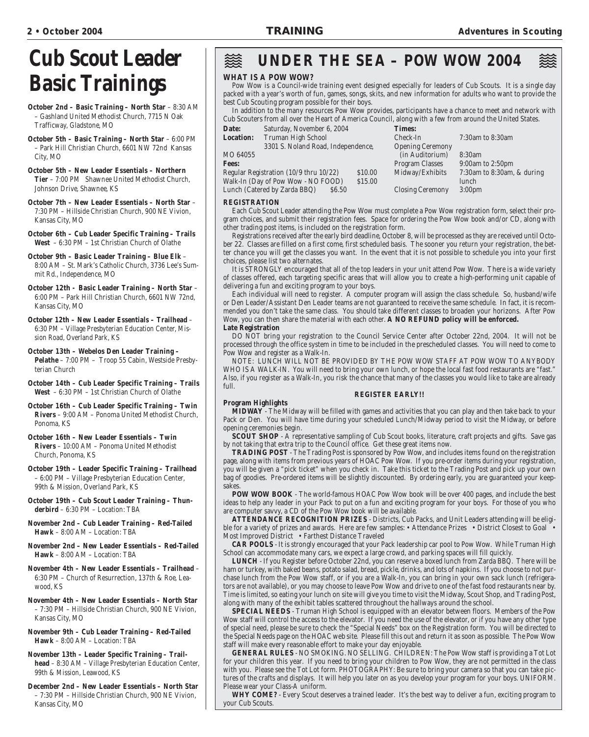# Cub Scout Leader Basic Trainings

**October 2nd – Basic Training – North Star** – 8:30 AM – Gashland United Methodist Church, 7715 N Oak Trafficway, Gladstone, MO

**October 5th – Basic Training – North Star** – 6:00 PM – Park Hill Christian Church, 6601 NW 72nd Kansas City, MO

**October 5th – New Leader Essentials – Northern Tier** – 7:00 PM Shawnee United Methodist Church, Johnson Drive, Shawnee, KS

**October 7th – New Leader Essentials – North Star** – 7:30 PM – Hillside Christian Church, 900 NE Vivion, Kansas City, MO

**October 6th – Cub Leader Specific Training – Trails West** – 6:30 PM – 1st Christian Church of Olathe

**October 9th – Basic Leader Training – Blue Elk** – 8:00 AM – St. Mark's Catholic Church, 3736 Lee's Summit Rd., Independence, MO

**October 12th - Basic Leader Training – North Star** – 6:00 PM – Park Hill Christian Church, 6601 NW 72nd, Kansas City, MO

**October 12th – New Leader Essentials – Trailhead** – 6:30 PM – Village Presbyterian Education Center, Mission Road, Overland Park, KS

**October 13th – Webelos Den Leader Training – Pelathe** – 7:00 PM – Troop 55 Cabin, Westside Presbyterian Church

**October 14th – Cub Leader Specific Training – Trails West** – 6:30 PM – 1st Christian Church of Olathe

**October 16th – Cub Leader Specific Training – Twin Rivers** – 9:00 AM – Ponoma United Methodist Church, Ponoma, KS

**October 16th – New Leader Essentials – Twin Rivers** – 10:00 AM – Ponoma United Methodist Church, Ponoma, KS

**October 19th – Leader Specific Training – Trailhead** – 6:00 PM – Village Presbyterian Education Center, 99th & Mission, Overland Park, KS

**October 19th – Cub Scout Leader Training – Thunderbird** – 6:30 PM – Location: TBA

**November 2nd – Cub Leader Training – Red-Tailed Hawk** – 8:00 AM – Location: TBA

**November 2nd – New Leader Essentials – Red-Tailed Hawk** – 8:00 AM – Location: TBA

**November 4th – New Leader Essentials – Trailhead** – 6:30 PM – Church of Resurrection, 137th & Roe, Leawood, KS

**November 4th – New Leader Essentials – North Star** – 7:30 PM – Hillside Christian Church, 900 NE Vivion, Kansas City, MO

**November 9th – Cub Leader Training – Red-Tailed Hawk** – 8:00 AM – Location: TBA

**November 13th – Leader Specific Training – Trailhead** – 8:30 AM – Village Presbyterian Education Center, 99th & Mission, Leawood, KS

**December 2nd – New Leader Essentials – North Star** – 7:30 PM – Hillside Christian Church, 900 NE Vivion, Kansas City, MO

# UNDER THE SEA – POW WOW 2004

**WHAT IS A POW WOW?**

Pow Wow is a Council-wide training event designed especially for leaders of Cub Scouts. It is a single day packed with a year's worth of fun, games, songs, skits, and new information for adults who want to provide the best Cub Scouting program possible for their boys.

In addition to the many resources Pow Wow provides, participants have a chance to meet and network with Cub Scouters from all over the Heart of America Council, along with a few from around the United States.

**Date:** Saturday, November 6, 2004
**Location:** Truman High School, 3301 S. Noland Road, Independence, MO 64055

**Fees:**

| | |
|---|---|
| Regular Registration (10/9 thru 10/22) | $10.00 |
| Walk-In (Day of Pow Wow - NO FOOD) | $15.00 |
| Lunch (Catered by Zarda BBQ) | $6.50 |

**Times:**

| | |
|---|---|
| Check-In | 7:30am to 8:30am |
| Opening Ceremony (in Auditorium) | 8:30am |
| Program Classes | 9:00am to 2:50pm |
| Midway/Exhibits | 7:30am to 8:30am, & during lunch |
| Closing Ceremony | 3:00pm |

**REGISTRATION**

Each Cub Scout Leader attending the Pow Wow must complete a Pow Wow registration form, select their program choices, and submit their registration fees. Space for ordering the Pow Wow book and/or CD, along with other trading post items, is included on the registration form.

Registrations received after the early bird deadline, October 8, will be processed as they are received until October 22. Classes are filled on a first come, first scheduled basis. The sooner you return your registration, the better chance you will get the classes you want. In the event that it is not possible to schedule you into your first choices, please list two alternates.

It is STRONGLY encouraged that all of the top leaders in your unit attend Pow Wow. There is a wide variety of classes offered, each targeting specific areas that will allow you to create a high-performing unit capable of delivering a fun and exciting program to your boys.

Each individual will need to register. A computer program will assign the class schedule. So, husband/wife or Den Leader/Assistant Den Leader teams are not guaranteed to receive the same schedule. In fact, it is recommended you don't take the same class. You should take different classes to broaden your horizons. After Pow Wow, you can then share the material with each other. **A NO REFUND policy will be enforced.**

**Late Registration**

DO NOT bring your registration to the Council Service Center after October 22nd, 2004. It will not be processed through the office system in time to be included in the prescheduled classes. You will need to come to Pow Wow and register as a Walk-In.

NOTE: LUNCH WILL NOT BE PROVIDED BY THE POW WOW STAFF AT POW WOW TO ANYBODY WHO IS A WALK-IN. You will need to bring your own lunch, or hope the local fast food restaurants are "fast." Also, if you register as a Walk-In, you risk the chance that many of the classes you would like to take are already full.

**REGISTER EARLY!!**

**Program Highlights**

**MIDWAY** - The Midway will be filled with games and activities that you can play and then take back to your Pack or Den. You will have time during your scheduled Lunch/Midway period to visit the Midway, or before opening ceremonies begin.

**SCOUT SHOP** - A representative sampling of Cub Scout books, literature, craft projects and gifts. Save gas by not taking that extra trip to the Council office. Get these great items now.

**TRADING POST** - The Trading Post is sponsored by Pow Wow, and includes items found on the registration page, along with items from previous years of HOAC Pow Wow. If you pre-order items during your registration, you will be given a "pick ticket" when you check in. Take this ticket to the Trading Post and pick up your own bag of goodies. Pre-ordered items will be slightly discounted. By ordering early, you are guaranteed your keepsakes.

**POW WOW BOOK** - The world-famous HOAC Pow Wow book will be over 400 pages, and include the best ideas to help any leader in your Pack to put on a fun and exciting program for your boys. For those of you who are computer savvy, a CD of the Pow Wow book will be available.

**ATTENDANCE RECOGNITION PRIZES** - Districts, Cub Packs, and Unit Leaders attending will be eligible for a variety of prizes and awards. Here are few samples: • Attendance Prizes • District Closest to Goal • Most Improved District • Farthest Distance Traveled

**CAR POOLS** - It is strongly encouraged that your Pack leadership car pool to Pow Wow. While Truman High School can accommodate many cars, we expect a large crowd, and parking spaces will fill quickly.

**LUNCH** - If you Register before October 22nd, you can reserve a boxed lunch from Zarda BBQ. There will be ham or turkey, with baked beans, potato salad, bread, pickle, drinks, and lots of napkins. If you choose to not purchase lunch from the Pow Wow staff, or if you are a Walk-In, you can bring in your own sack lunch (refrigerators are not available), or you may choose to leave Pow Wow and drive to one of the fast food restaurants near by. Time is limited, so eating your lunch on site will give you time to visit the Midway, Scout Shop, and Trading Post, along with many of the exhibit tables scattered throughout the hallways around the school.

**SPECIAL NEEDS** - Truman High School is equipped with an elevator between floors. Members of the Pow Wow staff will control the access to the elevator. If you need the use of the elevator, or if you have any other type of special need, please be sure to check the "Special Needs" box on the Registration form. You will be directed to the Special Needs page on the HOAC web site. Please fill this out and return it as soon as possible. The Pow Wow staff will make every reasonable effort to make your day enjoyable.

**GENERAL RULES** - NO SMOKING. NO SELLING. CHILDREN: The Pow Wow staff is providing a Tot Lot for your children this year. If you need to bring your children to Pow Wow, they are not permitted in the class with you. Please see the Tot Lot form. PHOTOGRAPHY: Be sure to bring your camera so that you can take pictures of the crafts and displays. It will help you later on as you develop your program for your boys. UNIFORM. Please wear your Class-A uniform.

**WHY COME?** - Every Scout deserves a trained leader. It's the best way to deliver a fun, exciting program to your Cub Scouts.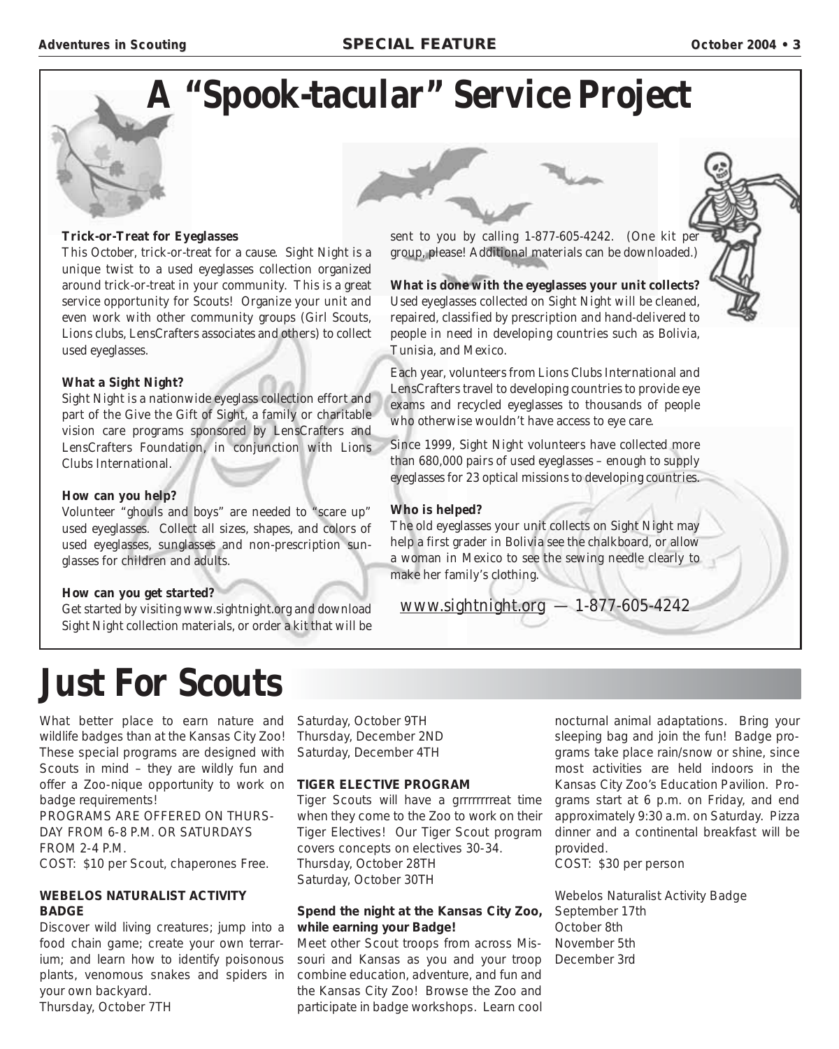# A "Spook-tacular" Service Project

**Trick-or-Treat for Eyeglasses**

This October, trick-or-treat for a cause. Sight Night is a unique twist to a used eyeglasses collection organized around trick-or-treat in your community. This is a great service opportunity for Scouts! Organize your unit and even work with other community groups (Girl Scouts, Lions clubs, LensCrafters associates and others) to collect used eyeglasses.

**What a Sight Night?**

Sight Night is a nationwide eyeglass collection effort and part of the Give the Gift of Sight, a family or charitable vision care programs sponsored by LensCrafters and LensCrafters Foundation, in conjunction with Lions Clubs International.

**How can you help?**

Volunteer "ghouls and boys" are needed to "scare up" used eyeglasses. Collect all sizes, shapes, and colors of used eyeglasses, sunglasses and non-prescription sunglasses for children and adults.

**How can you get started?**

Get started by visiting www.sightnight.org and download Sight Night collection materials, or order a kit that will be sent to you by calling 1-877-605-4242. (One kit per group, please! Additional materials can be downloaded.)

**What is done with the eyeglasses your unit collects?**

Used eyeglasses collected on Sight Night will be cleaned, repaired, classified by prescription and hand-delivered to people in need in developing countries such as Bolivia, Tunisia, and Mexico.

Each year, volunteers from Lions Clubs International and LensCrafters travel to developing countries to provide eye exams and recycled eyeglasses to thousands of people who otherwise wouldn't have access to eye care.

Since 1999, Sight Night volunteers have collected more than 680,000 pairs of used eyeglasses – enough to supply eyeglasses for 23 optical missions to developing countries.

**Who is helped?**

The old eyeglasses your unit collects on Sight Night may help a first grader in Bolivia see the chalkboard, or allow a woman in Mexico to see the sewing needle clearly to make her family's clothing.

www.sightnight.org — 1-877-605-4242

# Just For Scouts

What better place to earn nature and wildlife badges than at the Kansas City Zoo! These special programs are designed with Scouts in mind – they are wildly fun and offer a Zoo-nique opportunity to work on badge requirements!

PROGRAMS ARE OFFERED ON THURSDAY FROM 6-8 P.M. OR SATURDAYS FROM 2-4 P.M.

COST: $10 per Scout, chaperones Free.

**WEBELOS NATURALIST ACTIVITY BADGE**

Discover wild living creatures; jump into a food chain game; create your own terrarium; and learn how to identify poisonous plants, venomous snakes and spiders in your own backyard.

Thursday, October 7TH
Saturday, October 9TH
Thursday, December 2ND
Saturday, December 4TH

**TIGER ELECTIVE PROGRAM**

Tiger Scouts will have a grrrrrrrreat time when they come to the Zoo to work on their Tiger Electives! Our Tiger Scout program covers concepts on electives 30-34.

Thursday, October 28TH
Saturday, October 30TH

**Spend the night at the Kansas City Zoo, while earning your Badge!**

Meet other Scout troops from across Missouri and Kansas as you and your troop combine education, adventure, and fun and the Kansas City Zoo! Browse the Zoo and participate in badge workshops. Learn cool nocturnal animal adaptations. Bring your sleeping bag and join the fun! Badge programs take place rain/snow or shine, since most activities are held indoors in the Kansas City Zoo's Education Pavilion. Programs start at 6 p.m. on Friday, and end approximately 9:30 a.m. on Saturday. Pizza dinner and a continental breakfast will be provided.

COST: $30 per person

Webelos Naturalist Activity Badge
September 17th
October 8th
November 5th
December 3rd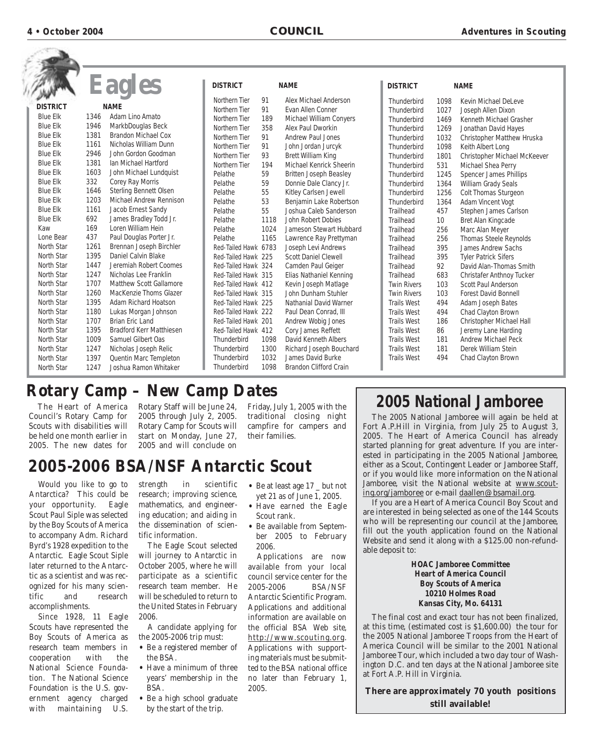# Eagles

| DISTRICT | | NAME |
|---|---|---|
| Blue Elk | 1346 | Adam Lino Amato |
| Blue Elk | 1946 | MarkbDouglas Beck |
| Blue Elk | 1381 | Brandon Michael Cox |
| Blue Elk | 1161 | Nicholas William Dunn |
| Blue Elk | 2946 | John Gordon Goodman |
| Blue Elk | 1381 | Ian Michael Hartford |
| Blue Elk | 1603 | John Michael Lundquist |
| Blue Elk | 332 | Corey Ray Morris |
| Blue Elk | 1646 | Sterling Bennett Olsen |
| Blue Elk | 1203 | Michael Andrew Rennison |
| Blue Elk | 1161 | Jacob Ernest Sandy |
| Blue Elk | 692 | James Bradley Todd Jr. |
| Kaw | 169 | Loren William Hein |
| Lone Bear | 437 | Paul Douglas Porter Jr. |
| North Star | 1261 | Brennan Joseph Birchler |
| North Star | 1395 | Daniel Calvin Blake |
| North Star | 1447 | Jeremiah Robert Coomes |
| North Star | 1247 | Nicholas Lee Franklin |
| North Star | 1707 | Matthew Scott Gallamore |
| North Star | 1260 | MacKenzie Thoms Glazer |
| North Star | 1395 | Adam Richard Hoatson |
| North Star | 1180 | Lukas Morgan Johnson |
| North Star | 1707 | Brian Eric Land |
| North Star | 1395 | Bradford Kerr Matthiesen |
| North Star | 1009 | Samuel Gilbert Oas |
| North Star | 1247 | Nicholas Joseph Relic |
| North Star | 1397 | Quentin Marc Templeton |
| North Star | 1247 | Joshua Ramon Whitaker |
| Northern Tier | 91 | Alex Michael Anderson |
| Northern Tier | 91 | Evan Allen Conner |
| Northern Tier | 189 | Michael William Conyers |
| Northern Tier | 358 | Alex Paul Dworkin |
| Northern Tier | 91 | Andrew Paul Jones |
| Northern Tier | 91 | John Jordan Jurcyk |
| Northern Tier | 93 | Brett William King |
| Northern Tier | 194 | Michael Kenrick Sheerin |
| Pelathe | 59 | Britten Joseph Beasley |
| Pelathe | 59 | Donnie Dale Clancy Jr. |
| Pelathe | 55 | Kitley Carlsen Jewell |
| Pelathe | 53 | Benjamin Lake Robertson |
| Pelathe | 55 | Joshua Caleb Sanderson |
| Pelathe | 1118 | John Robert Dobies |
| Pelathe | 1024 | Jameson Stewart Hubbard |
| Pelathe | 1165 | Lawrence Ray Prettyman |
| Red-Tailed Hawk | 6783 | Joseph Levi Andrews |
| Red-Tailed Hawk | 225 | Scott Daniel Clewell |
| Red-Tailed Hawk | 324 | Camden Paul Geiger |
| Red-Tailed Hawk | 315 | Elias Nathaniel Kenning |
| Red-Tailed Hawk | 412 | Kevin Joseph Matlage |
| Red-Tailed Hawk | 315 | John Dunham Stuhler |
| Red-Tailed Hawk | 225 | Nathanial David Warner |
| Red-Tailed Hawk | 222 | Paul Dean Conrad, III |
| Red-Tailed Hawk | 201 | Andrew Wobig Jones |
| Red-Tailed Hawk | 412 | Cory James Reffett |
| Thunderbird | 1098 | David Kenneth Albers |
| Thunderbird | 1300 | Richard Joseph Bouchard |
| Thunderbird | 1032 | James David Burke |
| Thunderbird | 1098 | Brandon Clifford Crain |
| Thunderbird | 1098 | Kevin Michael DeLeve |
| Thunderbird | 1027 | Joseph Allen Dixon |
| Thunderbird | 1469 | Kenneth Michael Grasher |
| Thunderbird | 1269 | Jonathan David Hayes |
| Thunderbird | 1032 | Christopher Matthew Hruska |
| Thunderbird | 1098 | Keith Albert Long |
| Thunderbird | 1801 | Christopher Michael McKeever |
| Thunderbird | 531 | Michael Shea Perry |
| Thunderbird | 1245 | Spencer James Phillips |
| Thunderbird | 1364 | William Grady Seals |
| Thunderbird | 1256 | Colt Thomas Sturgeon |
| Thunderbird | 1364 | Adam Vincent Vogt |
| Trailhead | 457 | Stephen James Carlson |
| Trailhead | 10 | Bret Alan Kingcade |
| Trailhead | 256 | Marc Alan Meyer |
| Trailhead | 256 | Thomas Steele Reynolds |
| Trailhead | 395 | James Andrew Sachs |
| Trailhead | 395 | Tyler Patrick Sifers |
| Trailhead | 92 | David Alan-Thomas Smith |
| Trailhead | 683 | Christafer Anthnoy Tucker |
| Twin Rivers | 103 | Scott Paul Anderson |
| Twin Rivers | 103 | Forest David Bonnell |
| Trails West | 494 | Adam Joseph Bates |
| Trails West | 494 | Chad Clayton Brown |
| Trails West | 186 | Christopher Michael Hall |
| Trails West | 86 | Jeremy Lane Harding |
| Trails West | 181 | Andrew Michael Peck |
| Trails West | 181 | Derek William Stein |
| Trails West | 494 | Chad Clayton Brown |

## Rotary Camp – New Camp Dates

The Heart of America Council's Rotary Camp for Scouts with disabilities will be held one month earlier in 2005. The new dates for Rotary Staff will be June 24, 2005 through July 2, 2005. Rotary Camp for Scouts will start on Monday, June 27, 2005 and will conclude on Friday, July 1, 2005 with the traditional closing night campfire for campers and their families.

## 2005-2006 BSA/NSF Antarctic Scout

Would you like to go to Antarctica? This could be your opportunity. Eagle Scout Paul Siple was selected by the Boy Scouts of America to accompany Adm. Richard Byrd's 1928 expedition to the Antarctic. Eagle Scout Siple later returned to the Antarctic as a scientist and was recognized for his many scientific and research accomplishments.

Since 1928, 11 Eagle Scouts have represented the Boy Scouts of America as research team members in cooperation with the National Science Foundation. The National Science Foundation is the U.S. government agency charged with maintaining U.S. strength in scientific research; improving science, mathematics, and engineering education; and aiding in the dissemination of scientific information.

The Eagle Scout selected will journey to Antarctic in October 2005, where he will participate as a scientific research team member. He will be scheduled to return to the United States in February 2006.

A candidate applying for the 2005-2006 trip must:

- Be a registered member of the BSA.
- Have a minimum of three years' membership in the BSA.
- Be a high school graduate by the start of the trip.
- Be at least age 17 _ but not yet 21 as of June 1, 2005.
- Have earned the Eagle Scout rank.
- Be available from September 2005 to February 2006.

Applications are now available from your local council service center for the 2005-2006 BSA/NSF Antarctic Scientific Program. Applications and additional information are available on the official BSA Web site, http://www.scouting.org. Applications with supporting materials must be submitted to the BSA national office no later than February 1, 2005.

## 2005 National Jamboree

The 2005 National Jamboree will again be held at Fort A.P.Hill in Virginia, from July 25 to August 3, 2005. The Heart of America Council has already started planning for great adventure. If you are interested in participating in the 2005 National Jamboree, either as a Scout, Contingent Leader or Jamboree Staff, or if you would like more information on the National Jamboree, visit the National website at www.scouting.org/jamboree or e-mail daallen@bsamail.org.

If you are a Heart of America Council Boy Scout and are interested in being selected as one of the 144 Scouts who will be representing our council at the Jamboree, fill out the youth application found on the National Website and send it along with a $125.00 non-refundable deposit to:

**HOAC Jamboree Committee**
**Heart of America Council**
**Boy Scouts of America**
**10210 Holmes Road**
**Kansas City, Mo. 64131**

The final cost and exact tour has not been finalized, at this time, (estimated cost is $1,600.00) the tour for the 2005 National Jamboree Troops from the Heart of America Council will be similar to the 2001 National Jamboree Tour, which included a two day tour of Washington D.C. and ten days at the National Jamboree site at Fort A.P. Hill in Virginia.

**There are approximately 70 youth positions still available!**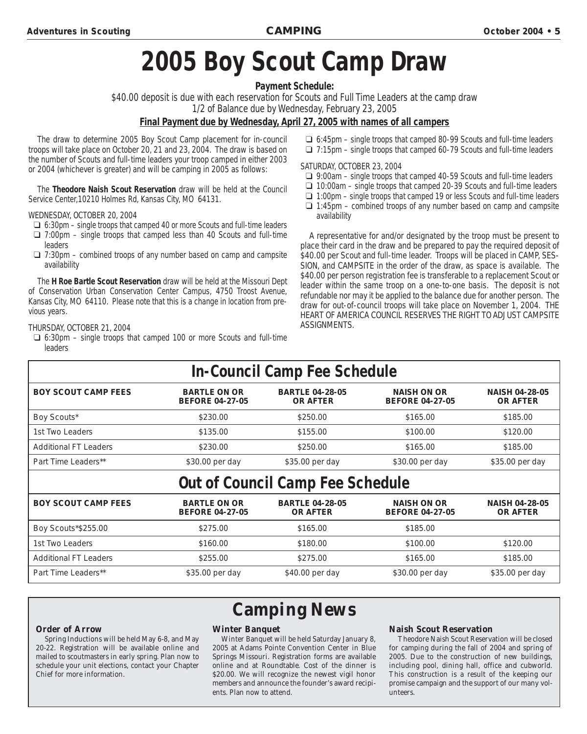# 2005 Boy Scout Camp Draw

**Payment Schedule:**

$40.00 deposit is due with each reservation for Scouts and Full Time Leaders at the camp draw
1/2 of Balance due by Wednesday, February 23, 2005

**Final Payment due by Wednesday, April 27, 2005 with names of all campers**

The draw to determine 2005 Boy Scout Camp placement for in-council troops will take place on October 20, 21 and 23, 2004. The draw is based on the number of Scouts and full-time leaders your troop camped in either 2003 or 2004 (whichever is greater) and will be camping in 2005 as follows:

The **Theodore Naish Scout Reservation** draw will be held at the Council Service Center,10210 Holmes Rd, Kansas City, MO 64131.

WEDNESDAY, OCTOBER 20, 2004

- ❑ 6:30pm – single troops that camped 40 or more Scouts and full-time leaders
- ❑ 7:00pm – single troops that camped less than 40 Scouts and full-time leaders
- ❑ 7:30pm – combined troops of any number based on camp and campsite availability

The **H Roe Bartle Scout Reservation** draw will be held at the Missouri Dept of Conservation Urban Conservation Center Campus, 4750 Troost Avenue, Kansas City, MO 64110. Please note that this is a change in location from previous years.

THURSDAY, OCTOBER 21, 2004

- ❑ 6:30pm – single troops that camped 100 or more Scouts and full-time leaders
- ❑ 6:45pm – single troops that camped 80-99 Scouts and full-time leaders
- ❑ 7:15pm – single troops that camped 60-79 Scouts and full-time leaders

SATURDAY, OCTOBER 23, 2004

- ❑ 9:00am – single troops that camped 40-59 Scouts and full-time leaders
- ❑ 10:00am – single troops that camped 20-39 Scouts and full-time leaders
- ❑ 1:00pm – single troops that camped 19 or less Scouts and full-time leaders
- ❑ 1:45pm – combined troops of any number based on camp and campsite availability

A representative for and/or designated by the troop must be present to place their card in the draw and be prepared to pay the required deposit of $40.00 per Scout and full-time leader. Troops will be placed in CAMP, SESSION, and CAMPSITE in the order of the draw, as space is available. The $40.00 per person registration fee is transferable to a replacement Scout or leader within the same troop on a one-to-one basis. The deposit is not refundable nor may it be applied to the balance due for another person. The draw for out-of-council troops will take place on November 1, 2004. THE HEART OF AMERICA COUNCIL RESERVES THE RIGHT TO ADJUST CAMPSITE ASSIGNMENTS.

## In-Council Camp Fee Schedule

| BOY SCOUT CAMP FEES | BARTLE ON OR BEFORE 04-27-05 | BARTLE 04-28-05 OR AFTER | NAISH ON OR BEFORE 04-27-05 | NAISH 04-28-05 OR AFTER |
|---|---|---|---|---|
| Boy Scouts* | $230.00 | $250.00 | $165.00 | $185.00 |
| 1st Two Leaders | $135.00 | $155.00 | $100.00 | $120.00 |
| Additional FT Leaders | $230.00 | $250.00 | $165.00 | $185.00 |
| Part Time Leaders** | $30.00 per day | $35.00 per day | $30.00 per day | $35.00 per day |

## Out of Council Camp Fee Schedule

| BOY SCOUT CAMP FEES | BARTLE ON OR BEFORE 04-27-05 | BARTLE 04-28-05 OR AFTER | NAISH ON OR BEFORE 04-27-05 | NAISH 04-28-05 OR AFTER |
|---|---|---|---|---|
| Boy Scouts*$255.00 | $275.00 | $165.00 | $185.00 | |
| 1st Two Leaders | $160.00 | $180.00 | $100.00 | $120.00 |
| Additional FT Leaders | $255.00 | $275.00 | $165.00 | $185.00 |
| Part Time Leaders** | $35.00 per day | $40.00 per day | $30.00 per day | $35.00 per day |

## Camping News

### Order of Arrow

Spring Inductions will be held May 6-8, and May 20-22. Registration will be available online and mailed to scoutmasters in early spring. Plan now to schedule your unit elections, contact your Chapter Chief for more information.

### Winter Banquet

Winter Banquet will be held Saturday January 8, 2005 at Adams Pointe Convention Center in Blue Springs Missouri. Registration forms are available online and at Roundtable. Cost of the dinner is $20.00. We will recognize the newest vigil honor members and announce the founder's award recipients. Plan now to attend.

### Naish Scout Reservation

Theodore Naish Scout Reservation will be closed for camping during the fall of 2004 and spring of 2005. Due to the construction of new buildings, including pool, dining hall, office and cubworld. This construction is a result of the keeping our promise campaign and the support of our many volunteers.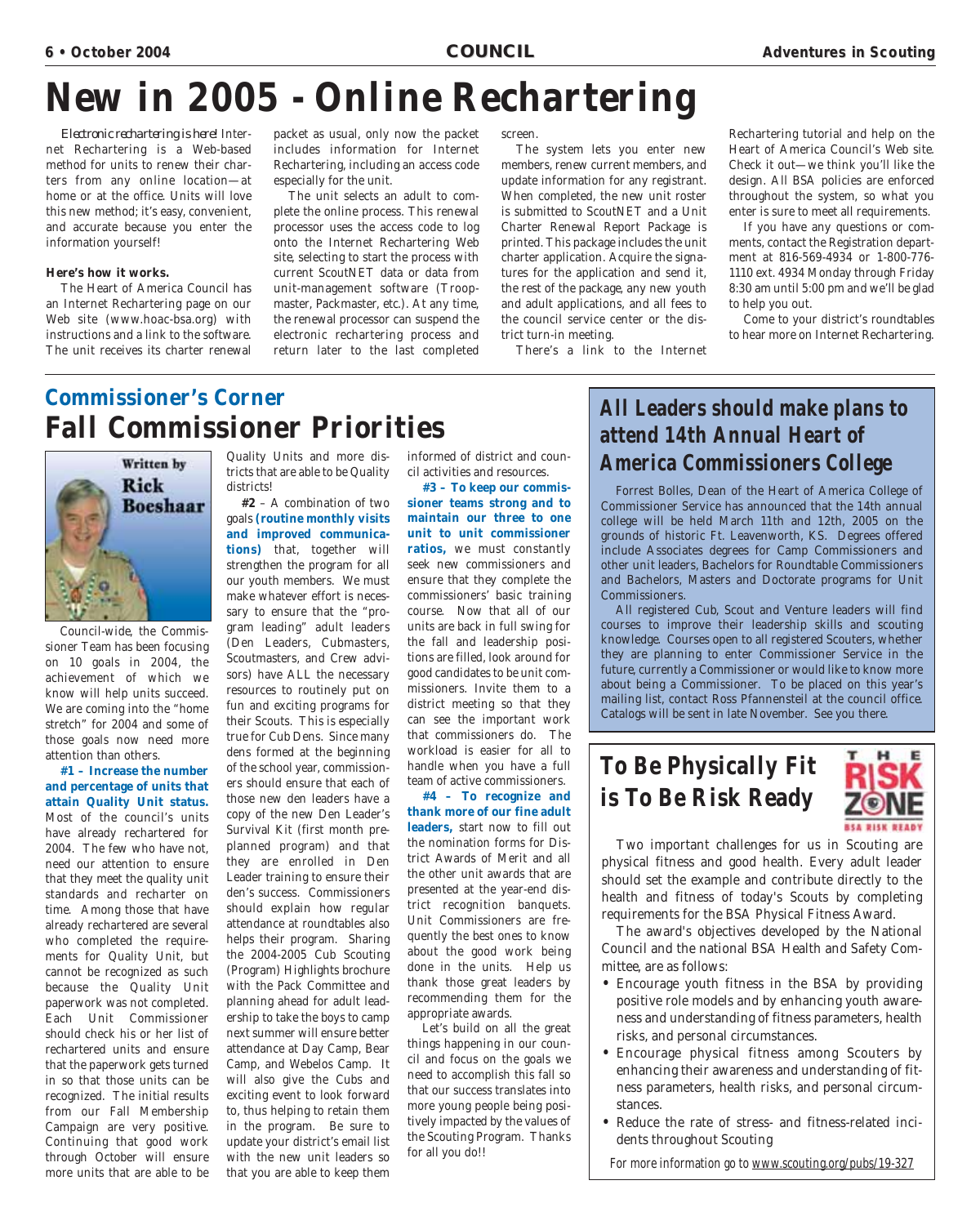# New in 2005 - Online Rechartering

*Electronic rechartering is here!* Internet Rechartering is a Web-based method for units to renew their charters from any online location—at home or at the office. Units will love this new method; it's easy, convenient, and accurate because you enter the information yourself!

**Here's how it works.**

The Heart of America Council has an Internet Rechartering page on our Web site (www.hoac-bsa.org) with instructions and a link to the software. The unit receives its charter renewal packet as usual, only now the packet includes information for Internet Rechartering, including an access code especially for the unit.

The unit selects an adult to complete the online process. This renewal processor uses the access code to log onto the Internet Rechartering Web site, selecting to start the process with current ScoutNET data or data from unit-management software (Troopmaster, Packmaster, etc.). At any time, the renewal processor can suspend the electronic rechartering process and return later to the last completed screen.

The system lets you enter new members, renew current members, and update information for any registrant. When completed, the new unit roster is submitted to ScoutNET and a Unit Charter Renewal Report Package is printed. This package includes the unit charter application. Acquire the signatures for the application and send it, the rest of the package, any new youth and adult applications, and all fees to the council service center or the district turn-in meeting.

There's a link to the Internet Rechartering tutorial and help on the Heart of America Council's Web site. Check it out—we think you'll like the design. All BSA policies are enforced throughout the system, so what you enter is sure to meet all requirements.

If you have any questions or comments, contact the Registration department at 816-569-4934 or 1-800-776-1110 ext. 4934 Monday through Friday 8:30 am until 5:00 pm and we'll be glad to help you out.

Come to your district's roundtables to hear more on Internet Rechartering.

## Commissioner's Corner

# Fall Commissioner Priorities

Written by Rick Boeshaar

Council-wide, the Commissioner Team has been focusing on 10 goals in 2004, the achievement of which we know will help units succeed. We are coming into the "home stretch" for 2004 and some of those goals now need more attention than others.

**#1 – Increase the number and percentage of units that attain Quality Unit status.** Most of the council's units have already rechartered for 2004. The few who have not, need our attention to ensure that they meet the quality unit standards and recharter on time. Among those that have already rechartered are several who completed the requirements for Quality Unit, but cannot be recognized as such because the Quality Unit paperwork was not completed. Each Unit Commissioner should check his or her list of rechartered units and ensure that the paperwork gets turned in so that those units can be recognized. The initial results from our Fall Membership Campaign are very positive. Continuing that good work through October will ensure more units that are able to be Quality Units and more districts that are able to be Quality districts!

**#2** – A combination of two goals **(routine monthly visits and improved communications)** that, together will strengthen the program for all our youth members. We must make whatever effort is necessary to ensure that the "program leading" adult leaders (Den Leaders, Cubmasters, Scoutmasters, and Crew advisors) have ALL the necessary resources to routinely put on fun and exciting programs for their Scouts. This is especially true for Cub Dens. Since many dens formed at the beginning of the school year, commissioners should ensure that each of those new den leaders have a copy of the new Den Leader's Survival Kit (first month preplanned program) and that they are enrolled in Den Leader training to ensure their den's success. Commissioners should explain how regular attendance at roundtables also helps their program. Sharing the 2004-2005 Cub Scouting (Program) Highlights brochure with the Pack Committee and planning ahead for adult leadership to take the boys to camp next summer will ensure better attendance at Day Camp, Bear Camp, and Webelos Camp. It will also give the Cubs and exciting event to look forward to, thus helping to retain them in the program. Be sure to update your district's email list with the new unit leaders so that you are able to keep them informed of district and council activities and resources.

**#3 – To keep our commissioner teams strong and to maintain our three to one unit to unit commissioner ratios,** we must constantly seek new commissioners and ensure that they complete the commissioners' basic training course. Now that all of our units are back in full swing for the fall and leadership positions are filled, look around for good candidates to be unit commissioners. Invite them to a district meeting so that they can see the important work that commissioners do. The workload is easier for all to handle when you have a full team of active commissioners.

**#4 – To recognize and thank more of our fine adult leaders,** start now to fill out the nomination forms for District Awards of Merit and all the other unit awards that are presented at the year-end district recognition banquets. Unit Commissioners are frequently the best ones to know about the good work being done in the units. Help us thank those great leaders by recommending them for the appropriate awards.

Let's build on all the great things happening in our council and focus on the goals we need to accomplish this fall so that our success translates into more young people being positively impacted by the values of the Scouting Program. Thanks for all you do!!

## All Leaders should make plans to attend 14th Annual Heart of America Commissioners College

Forrest Bolles, Dean of the Heart of America College of Commissioner Service has announced that the 14th annual college will be held March 11th and 12th, 2005 on the grounds of historic Ft. Leavenworth, KS. Degrees offered include Associates degrees for Camp Commissioners and other unit leaders, Bachelors for Roundtable Commissioners and Bachelors, Masters and Doctorate programs for Unit Commissioners.

All registered Cub, Scout and Venture leaders will find courses to improve their leadership skills and scouting knowledge. Courses open to all registered Scouters, whether they are planning to enter Commissioner Service in the future, currently a Commissioner or would like to know more about being a Commissioner. To be placed on this year's mailing list, contact Ross Pfannensteil at the council office. Catalogs will be sent in late November. See you there.

## To Be Physically Fit is To Be Risk Ready

THE RISK ZONE — BSA RISK READY

Two important challenges for us in Scouting are physical fitness and good health. Every adult leader should set the example and contribute directly to the health and fitness of today's Scouts by completing requirements for the BSA Physical Fitness Award.

The award's objectives developed by the National Council and the national BSA Health and Safety Committee, are as follows:

- Encourage youth fitness in the BSA by providing positive role models and by enhancing youth awareness and understanding of fitness parameters, health risks, and personal circumstances.
- Encourage physical fitness among Scouters by enhancing their awareness and understanding of fitness parameters, health risks, and personal circumstances.
- Reduce the rate of stress- and fitness-related incidents throughout Scouting

*For more information go to www.scouting.org/pubs/19-327*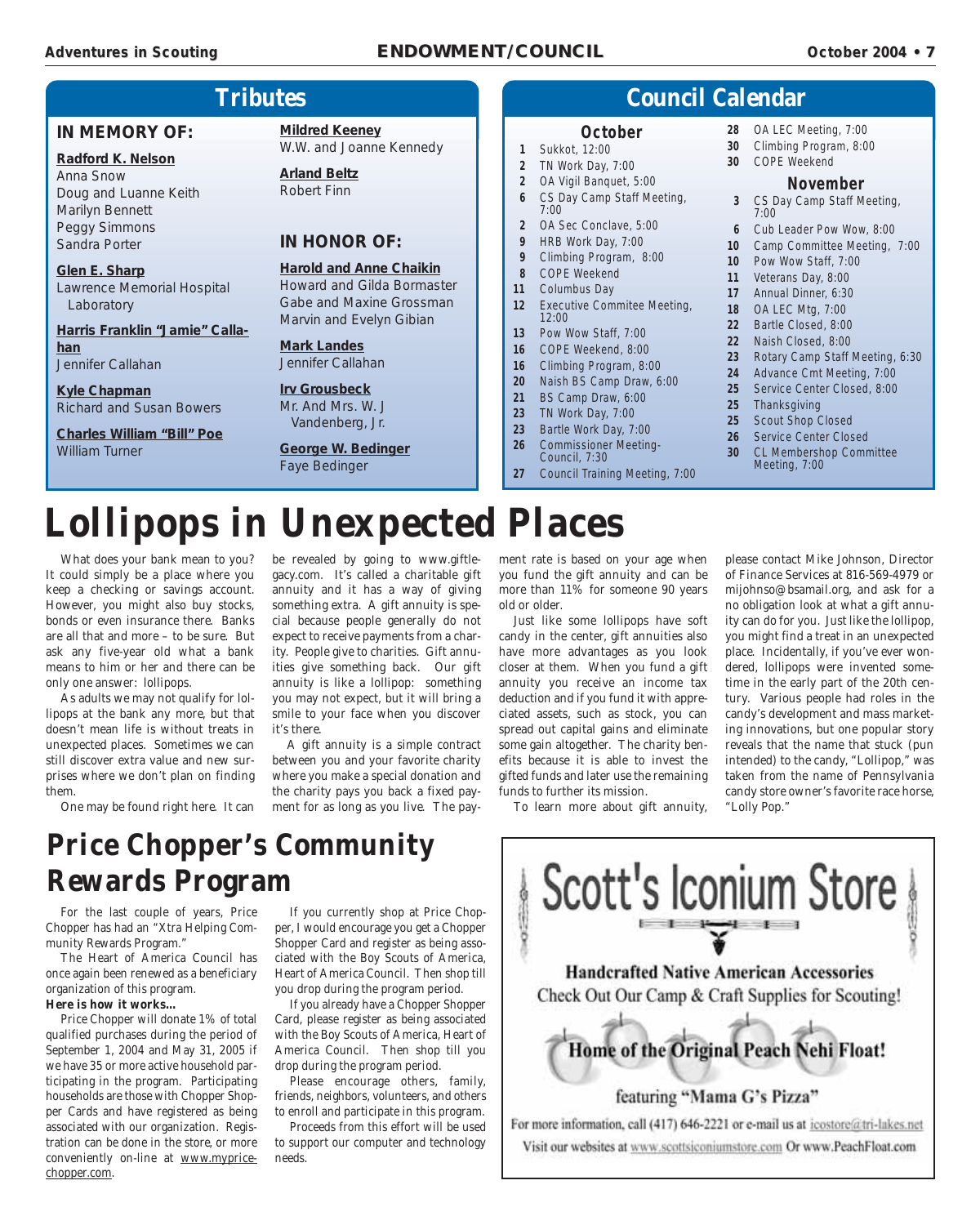## Tributes

**IN MEMORY OF:**

**Radford K. Nelson**
Anna Snow
Doug and Luanne Keith
Marilyn Bennett
Peggy Simmons
Sandra Porter

**Glen E. Sharp**
Lawrence Memorial Hospital Laboratory

**Harris Franklin "Jamie" Callahan**
Jennifer Callahan

**Kyle Chapman**
Richard and Susan Bowers

**Charles William "Bill" Poe**
William Turner

**Mildred Keeney**
W.W. and Joanne Kennedy

**Arland Beltz**
Robert Finn

**IN HONOR OF:**

**Harold and Anne Chaikin**
Howard and Gilda Bormaster
Gabe and Maxine Grossman
Marvin and Evelyn Gibian

**Mark Landes**
Jennifer Callahan

**Irv Grousbeck**
Mr. And Mrs. W. J Vandenberg, Jr.

**George W. Bedinger**
Faye Bedinger

## Council Calendar

**October**

| Date | Event |
|---|---|
| 1 | Sukkot, 12:00 |
| 2 | TN Work Day, 7:00 |
| 2 | OA Vigil Banquet, 5:00 |
| 6 | CS Day Camp Staff Meeting, 7:00 |
| 2 | OA Sec Conclave, 5:00 |
| 9 | HRB Work Day, 7:00 |
| 9 | Climbing Program, 8:00 |
| 8 | COPE Weekend |
| 11 | Columbus Day |
| 12 | Executive Commitee Meeting, 12:00 |
| 13 | Pow Wow Staff, 7:00 |
| 16 | COPE Weekend, 8:00 |
| 16 | Climbing Program, 8:00 |
| 20 | Naish BS Camp Draw, 6:00 |
| 21 | BS Camp Draw, 6:00 |
| 23 | TN Work Day, 7:00 |
| 23 | Bartle Work Day, 7:00 |
| 26 | Commissioner Meeting-Council, 7:30 |
| 27 | Council Training Meeting, 7:00 |
| 28 | OA LEC Meeting, 7:00 |
| 30 | Climbing Program, 8:00 |
| 30 | COPE Weekend |

**November**

| Date | Event |
|---|---|
| 3 | CS Day Camp Staff Meeting, 7:00 |
| 6 | Cub Leader Pow Wow, 8:00 |
| 10 | Camp Committee Meeting, 7:00 |
| 10 | Pow Wow Staff, 7:00 |
| 11 | Veterans Day, 8:00 |
| 17 | Annual Dinner, 6:30 |
| 18 | OA LEC Mtg, 7:00 |
| 22 | Bartle Closed, 8:00 |
| 22 | Naish Closed, 8:00 |
| 23 | Rotary Camp Staff Meeting, 6:30 |
| 24 | Advance Cmt Meeting, 7:00 |
| 25 | Service Center Closed, 8:00 |
| 25 | Thanksgiving |
| 25 | Scout Shop Closed |
| 26 | Service Center Closed |
| 30 | CL Membership Committee Meeting, 7:00 |

# Lollipops in Unexpected Places

What does your bank mean to you? It could simply be a place where you keep a checking or savings account. However, you might also buy stocks, bonds or even insurance there. Banks are all that and more – to be sure. But ask any five-year old what a bank means to him or her and there can be only one answer: lollipops.

As adults we may not qualify for lollipops at the bank any more, but that doesn't mean life is without treats in unexpected places. Sometimes we can still discover extra value and new surprises where we don't plan on finding them.

One may be found right here. It can be revealed by going to www.giftlegacy.com. It's called a charitable gift annuity and it has a way of giving something extra. A gift annuity is special because people generally do not expect to receive payments from a charity. People give to charities. Gift annuities give something back. Our gift annuity is like a lollipop: something you may not expect, but it will bring a smile to your face when you discover it's there.

A gift annuity is a simple contract between you and your favorite charity where you make a special donation and the charity pays you back a fixed payment for as long as you live. The payment rate is based on your age when you fund the gift annuity and can be more than 11% for someone 90 years old or older.

Just like some lollipops have soft candy in the center, gift annuities also have more advantages as you look closer at them. When you fund a gift annuity you receive an income tax deduction and if you fund it with appreciated assets, such as stock, you can spread out capital gains and eliminate some gain altogether. The charity benefits because it is able to invest the gifted funds and later use the remaining funds to further its mission.

To learn more about gift annuity, please contact Mike Johnson, Director of Finance Services at 816-569-4979 or mijohnso@bsamail.org, and ask for a no obligation look at what a gift annuity can do for you. Just like the lollipop, you might find a treat in an unexpected place. Incidentally, if you've ever wondered, lollipops were invented sometime in the early part of the 20th century. Various people had roles in the candy's development and mass marketing innovations, but one popular story reveals that the name that stuck (pun intended) to the candy, "Lollipop," was taken from the name of Pennsylvania candy store owner's favorite race horse, "Lolly Pop."

# Price Chopper's Community Rewards Program

For the last couple of years, Price Chopper has had an "Xtra Helping Community Rewards Program."

The Heart of America Council has once again been renewed as a beneficiary organization of this program.

**Here is how it works…**

Price Chopper will donate 1% of total qualified purchases during the period of September 1, 2004 and May 31, 2005 if we have 35 or more active household participating in the program. Participating households are those with Chopper Shopper Cards and have registered as being associated with our organization. Registration can be done in the store, or more conveniently on-line at www.mypricechopper.com.

If you currently shop at Price Chopper, I would encourage you get a Chopper Shopper Card and register as being associated with the Boy Scouts of America, Heart of America Council. Then shop till you drop during the program period.

If you already have a Chopper Shopper Card, please register as being associated with the Boy Scouts of America, Heart of America Council. Then shop till you drop during the program period.

Please encourage others, family, friends, neighbors, volunteers, and others to enroll and participate in this program.

Proceeds from this effort will be used to support our computer and technology needs.

**Scott's Iconium Store**

**Handcrafted Native American Accessories**

Check Out Our Camp & Craft Supplies for Scouting!

**Home of the Original Peach Nehi Float!**

featuring "Mama G's Pizza"

For more information, call (417) 646-2221 or e-mail us at icostore@tri-lakes.net

Visit our websites at www.scottsiconiumstore.com Or www.PeachFloat.com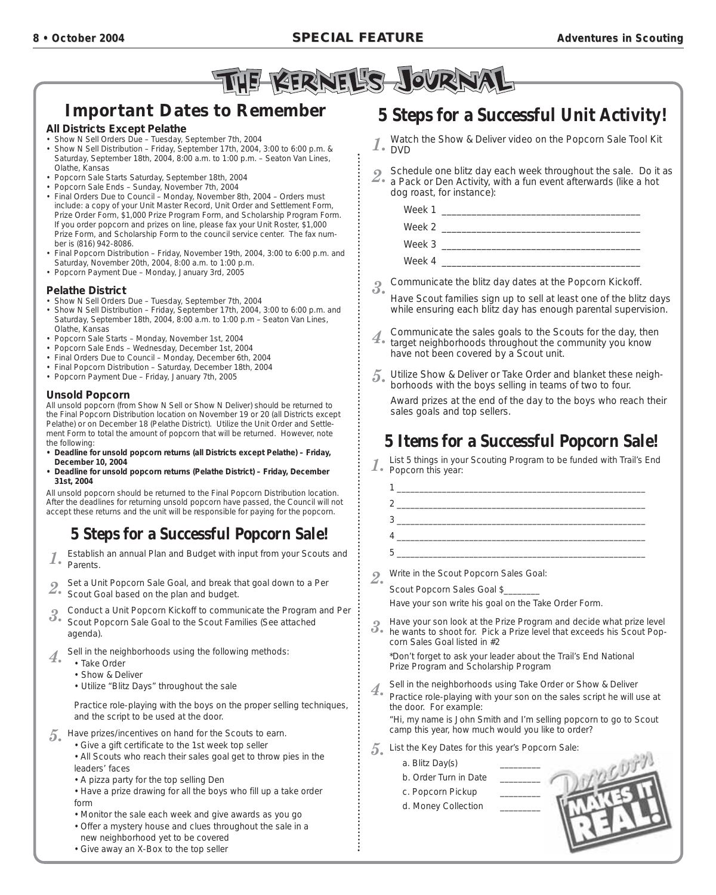# THE KERNEL'S JOURNAL

## Important Dates to Remember

### All Districts Except Pelathe

- Show N Sell Orders Due – Tuesday, September 7th, 2004
- Show N Sell Distribution – Friday, September 17th, 2004, 3:00 to 6:00 p.m. & Saturday, September 18th, 2004, 8:00 a.m. to 1:00 p.m. – Seaton Van Lines, Olathe, Kansas
- Popcorn Sale Starts Saturday, September 18th, 2004
- Popcorn Sale Ends – Sunday, November 7th, 2004
- Final Orders Due to Council – Monday, November 8th, 2004 – Orders must include: a copy of your Unit Master Record, Unit Order and Settlement Form, Prize Order Form, $1,000 Prize Program Form, and Scholarship Program Form. If you order popcorn and prizes on line, please fax your Unit Roster, $1,000 Prize Form, and Scholarship Form to the council service center. The fax number is (816) 942-8086.
- Final Popcorn Distribution – Friday, November 19th, 2004, 3:00 to 6:00 p.m. and Saturday, November 20th, 2004, 8:00 a.m. to 1:00 p.m.
- Popcorn Payment Due – Monday, January 3rd, 2005

### Pelathe District

- Show N Sell Orders Due – Tuesday, September 7th, 2004
- Show N Sell Distribution – Friday, September 17th, 2004, 3:00 to 6:00 p.m. and Saturday, September 18th, 2004, 8:00 a.m. to 1:00 p.m – Seaton Van Lines, Olathe, Kansas
- Popcorn Sale Starts – Monday, November 1st, 2004
- Popcorn Sale Ends – Wednesday, December 1st, 2004
- Final Orders Due to Council – Monday, December 6th, 2004
- Final Popcorn Distribution – Saturday, December 18th, 2004
- Popcorn Payment Due – Friday, January 7th, 2005

### Unsold Popcorn

All unsold popcorn (from Show N Sell or Show N Deliver) should be returned to the Final Popcorn Distribution location on November 19 or 20 (all Districts except Pelathe) or on December 18 (Pelathe District). Utilize the Unit Order and Settlement Form to total the amount of popcorn that will be returned. However, note the following:

- **Deadline for unsold popcorn returns (all Districts except Pelathe) – Friday, December 10, 2004**
- **Deadline for unsold popcorn returns (Pelathe District) – Friday, December 31st, 2004**

All unsold popcorn should be returned to the Final Popcorn Distribution location. After the deadlines for returning unsold popcorn have passed, the Council will not accept these returns and the unit will be responsible for paying for the popcorn.

## 5 Steps for a Successful Popcorn Sale!

1. Establish an annual Plan and Budget with input from your Scouts and Parents.
2. Set a Unit Popcorn Sale Goal, and break that goal down to a Per Scout Goal based on the plan and budget.
3. Conduct a Unit Popcorn Kickoff to communicate the Program and Per Scout Popcorn Sale Goal to the Scout Families (See attached agenda).
4. Sell in the neighborhoods using the following methods:
   - Take Order
   - Show & Deliver
   - Utilize "Blitz Days" throughout the sale

   Practice role-playing with the boys on the proper selling techniques, and the script to be used at the door.
5. Have prizes/incentives on hand for the Scouts to earn.
   - Give a gift certificate to the 1st week top seller
   - All Scouts who reach their sales goal get to throw pies in the leaders' faces
   - A pizza party for the top selling Den
   - Have a prize drawing for all the boys who fill up a take order form
   - Monitor the sale each week and give awards as you go
   - Offer a mystery house and clues throughout the sale in a new neighborhood yet to be covered
   - Give away an X-Box to the top seller

## 5 Steps for a Successful Unit Activity!

1. Watch the Show & Deliver video on the Popcorn Sale Tool Kit DVD
2. Schedule one blitz day each week throughout the sale. Do it as a Pack or Den Activity, with a fun event afterwards (like a hot dog roast, for instance):

   Week 1 ________________________________________

   Week 2 ________________________________________

   Week 3 ________________________________________

   Week 4 ________________________________________
3. Communicate the blitz day dates at the Popcorn Kickoff.

   Have Scout families sign up to sell at least one of the blitz days while ensuring each blitz day has enough parental supervision.
4. Communicate the sales goals to the Scouts for the day, then target neighborhoods throughout the community you know have not been covered by a Scout unit.
5. Utilize Show & Deliver or Take Order and blanket these neighborhoods with the boys selling in teams of two to four.

   Award prizes at the end of the day to the boys who reach their sales goals and top sellers.

## 5 Items for a Successful Popcorn Sale!

1. List 5 things in your Scouting Program to be funded with Trail's End Popcorn this year:

   1 ______________________________________________________

   2 ______________________________________________________

   3 ______________________________________________________

   4 ______________________________________________________

   5 ______________________________________________________
2. Write in the Scout Popcorn Sales Goal:

   Scout Popcorn Sales Goal $________

   Have your son write his goal on the Take Order Form.
3. Have your son look at the Prize Program and decide what prize level he wants to shoot for. Pick a Prize level that exceeds his Scout Popcorn Sales Goal listed in #2

   *Don't forget to ask your leader about the Trail's End National Prize Program and Scholarship Program
4. Sell in the neighborhoods using Take Order or Show & Deliver

   Practice role-playing with your son on the sales script he will use at the door. For example:

   "Hi, my name is John Smith and I'm selling popcorn to go to Scout camp this year, how much would you like to order?
5. List the Key Dates for this year's Popcorn Sale:

   a. Blitz Day(s) _________

   b. Order Turn in Date _________

   c. Popcorn Pickup _________

   d. Money Collection _________

Popcorn MAKES IT REAL!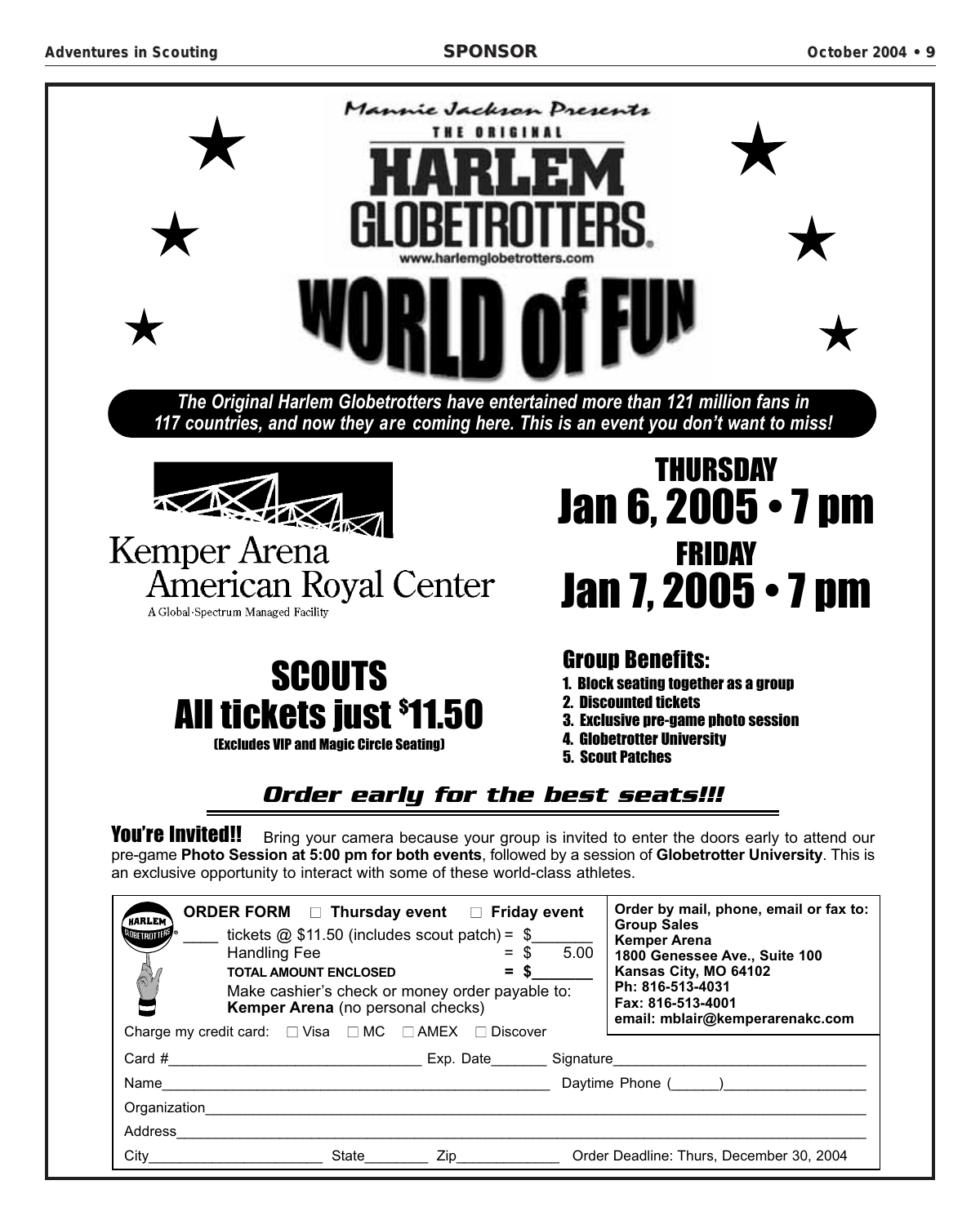Mannie Jackson Presents

THE ORIGINAL

# HARLEM GLOBETROTTERS®

www.harlemglobetrotters.com

# WORLD of FUN

***The Original Harlem Globetrotters have entertained more than 121 million fans in 117 countries, and now they are coming here. This is an event you don't want to miss!***

Kemper Arena
American Royal Center
A Global-Spectrum Managed Facility

## THURSDAY
## Jan 6, 2005 • 7 pm
## FRIDAY
## Jan 7, 2005 • 7 pm

## SCOUTS
## All tickets just $11.50
(Excludes VIP and Magic Circle Seating)

### Group Benefits:

1. Block seating together as a group
2. Discounted tickets
3. Exclusive pre-game photo session
4. Globetrotter University
5. Scout Patches

***Order early for the best seats!!!***

**You're Invited!!** Bring your camera because your group is invited to enter the doors early to attend our pre-game **Photo Session at 5:00 pm for both events**, followed by a session of **Globetrotter University**. This is an exclusive opportunity to interact with some of these world-class athletes.

**ORDER FORM** ☐ **Thursday event** ☐ **Friday event**

____ tickets @ $11.50 (includes scout patch) = $_______
Handling Fee = $ 5.00
**TOTAL AMOUNT ENCLOSED** = $_______

Make cashier's check or money order payable to: **Kemper Arena** (no personal checks)

Charge my credit card: ☐ Visa ☐ MC ☐ AMEX ☐ Discover

**Order by mail, phone, email or fax to:**
**Group Sales**
**Kemper Arena**
**1800 Genessee Ave., Suite 100**
**Kansas City, MO 64102**
**Ph: 816-513-4031**
**Fax: 816-513-4001**
**email: mblair@kemperarenakc.com**

Card #______________________________ Exp. Date_______ Signature______________________________

Name_______________________________________________ Daytime Phone (______)_________________

Organization_____________________________________________________________________________

Address_________________________________________________________________________________

City_____________________ State________ Zip____________ Order Deadline: Thurs, December 30, 2004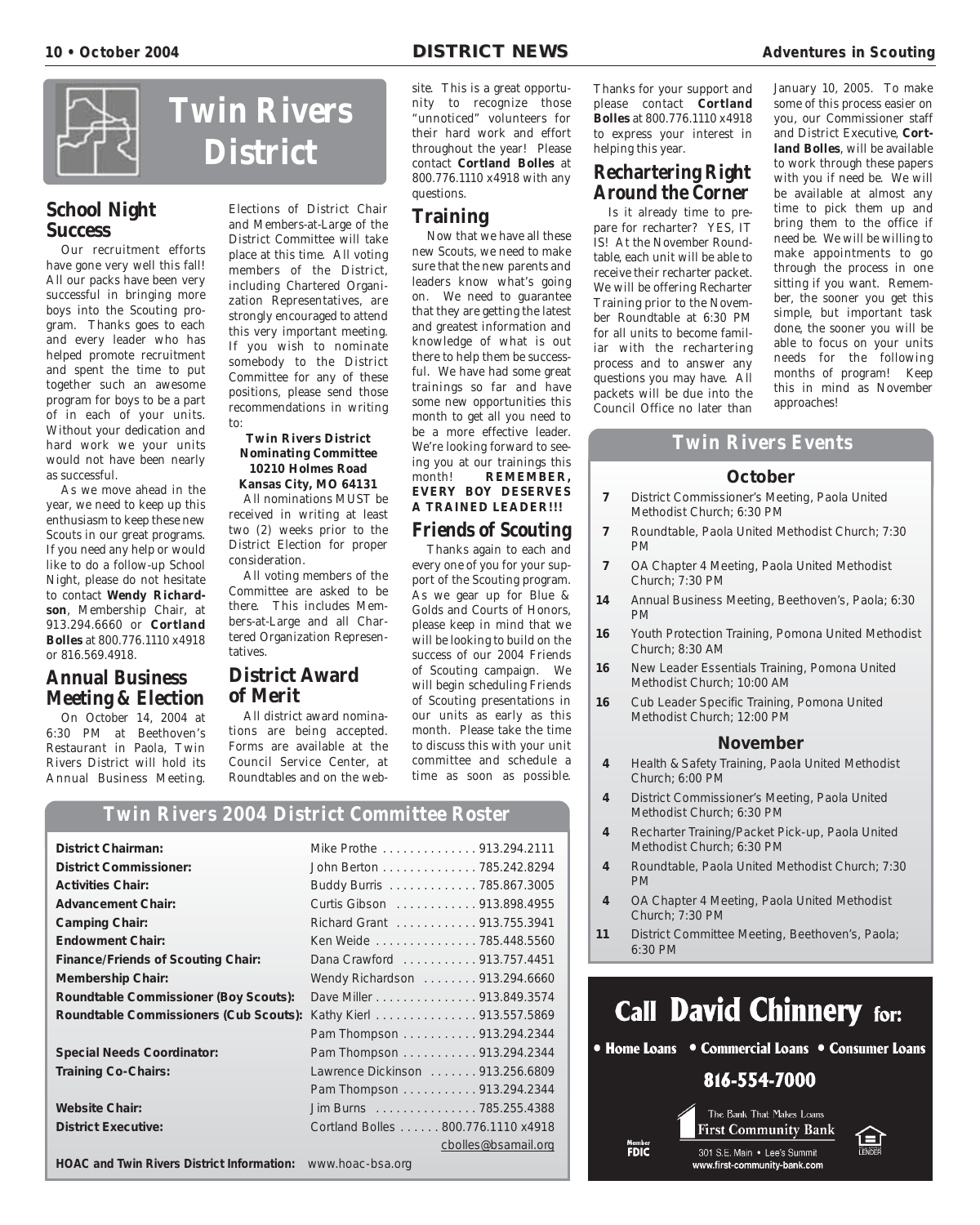# Twin Rivers District

## School Night Success

Our recruitment efforts have gone very well this fall! All our packs have been very successful in bringing more boys into the Scouting program. Thanks goes to each and every leader who has helped promote recruitment and spent the time to put together such an awesome program for boys to be a part of in each of your units. Without your dedication and hard work we your units would not have been nearly as successful.

As we move ahead in the year, we need to keep up this enthusiasm to keep these new Scouts in our great programs. If you need any help or would like to do a follow-up School Night, please do not hesitate to contact **Wendy Richardson**, Membership Chair, at 913.294.6660 or **Cortland Bolles** at 800.776.1110 x4918 or 816.569.4918.

## Annual Business Meeting & Election

On October 14, 2004 at 6:30 PM at Beethoven's Restaurant in Paola, Twin Rivers District will hold its Annual Business Meeting. Elections of District Chair and Members-at-Large of the District Committee will take place at this time. All voting members of the District, including Chartered Organization Representatives, are strongly encouraged to attend this very important meeting. If you wish to nominate somebody to the District Committee for any of these positions, please send those recommendations in writing to:

**Twin Rivers District Nominating Committee**
**10210 Holmes Road**
**Kansas City, MO 64131**

All nominations MUST be received in writing at least two (2) weeks prior to the District Election for proper consideration.

All voting members of the Committee are asked to be there. This includes Members-at-Large and all Chartered Organization Representatives.

## District Award of Merit

All district award nominations are being accepted. Forms are available at the Council Service Center, at Roundtables and on the website. This is a great opportunity to recognize those "unnoticed" volunteers for their hard work and effort throughout the year! Please contact **Cortland Bolles** at 800.776.1110 x4918 with any questions.

## Training

Now that we have all these new Scouts, we need to make sure that the new parents and leaders know what's going on. We need to guarantee that they are getting the latest and greatest information and knowledge of what is out there to help them be successful. We have had some great trainings so far and have some new opportunities this month to get all you need to be a more effective leader. We're looking forward to seeing you at our trainings this month! **REMEMBER, EVERY BOY DESERVES A TRAINED LEADER!!!**

## Friends of Scouting

Thanks again to each and every one of you for your support of the Scouting program. As we gear up for Blue & Golds and Courts of Honors, please keep in mind that we will be looking to build on the success of our 2004 Friends of Scouting campaign. We will begin scheduling Friends of Scouting presentations in our units as early as this month. Please take the time to discuss this with your unit committee and schedule a time as soon as possible. Thanks for your support and please contact **Cortland Bolles** at 800.776.1110 x4918 to express your interest in helping this year.

## Rechartering Right Around the Corner

Is it already time to prepare for recharter? YES, IT IS! At the November Roundtable, each unit will be able to receive their recharter packet. We will be offering Recharter Training prior to the November Roundtable at 6:30 PM for all units to become familiar with the rechartering process and to answer any questions you may have. All packets will be due into the Council Office no later than January 10, 2005. To make some of this process easier on you, our Commissioner staff and District Executive, **Cortland Bolles**, will be available to work through these papers with you if need be. We will be available at almost any time to pick them up and bring them to the office if need be. We will be willing to make appointments to go through the process in one sitting if you want. Remember, the sooner you get this simple, but important task done, the sooner you will be able to focus on your units needs for the following months of program! Keep this in mind as November approaches!

## Twin Rivers Events

### October

| | |
|---|---|
| 7 | District Commissioner's Meeting, Paola United Methodist Church; 6:30 PM |
| 7 | Roundtable, Paola United Methodist Church; 7:30 PM |
| 7 | OA Chapter 4 Meeting, Paola United Methodist Church; 7:30 PM |
| 14 | Annual Business Meeting, Beethoven's, Paola; 6:30 PM |
| 16 | Youth Protection Training, Pomona United Methodist Church; 8:30 AM |
| 16 | New Leader Essentials Training, Pomona United Methodist Church; 10:00 AM |
| 16 | Cub Leader Specific Training, Pomona United Methodist Church; 12:00 PM |

### November

| | |
|---|---|
| 4 | Health & Safety Training, Paola United Methodist Church; 6:00 PM |
| 4 | District Commissioner's Meeting, Paola United Methodist Church; 6:30 PM |
| 4 | Recharter Training/Packet Pick-up, Paola United Methodist Church; 6:30 PM |
| 4 | Roundtable, Paola United Methodist Church; 7:30 PM |
| 4 | OA Chapter 4 Meeting, Paola United Methodist Church; 7:30 PM |
| 11 | District Committee Meeting, Beethoven's, Paola; 6:30 PM |

## Twin Rivers 2004 District Committee Roster

| Position | Name / Contact |
|---|---|
| **District Chairman:** | Mike Prothe 913.294.2111 |
| **District Commissioner:** | John Berton 785.242.8294 |
| **Activities Chair:** | Buddy Burris 785.867.3005 |
| **Advancement Chair:** | Curtis Gibson 913.898.4955 |
| **Camping Chair:** | Richard Grant 913.755.3941 |
| **Endowment Chair:** | Ken Weide 785.448.5560 |
| **Finance/Friends of Scouting Chair:** | Dana Crawford 913.757.4451 |
| **Membership Chair:** | Wendy Richardson 913.294.6660 |
| **Roundtable Commissioner (Boy Scouts):** | Dave Miller 913.849.3574 |
| **Roundtable Commissioners (Cub Scouts):** | Kathy Kierl 913.557.5869 |
| | Pam Thompson 913.294.2344 |
| **Special Needs Coordinator:** | Pam Thompson 913.294.2344 |
| **Training Co-Chairs:** | Lawrence Dickinson 913.256.6809 |
| | Pam Thompson 913.294.2344 |
| **Website Chair:** | Jim Burns 785.255.4388 |
| **District Executive:** | Cortland Bolles 800.776.1110 x4918 |
| | cbolles@bsamail.org |

**HOAC and Twin Rivers District Information:** www.hoac-bsa.org

**Call David Chinnery for:**

• Home Loans • Commercial Loans • Consumer Loans

**816-554-7000**

The Bank That Makes Loans
First Community Bank
301 S.E. Main • Lee's Summit
www.first-community-bank.com

Member FDIC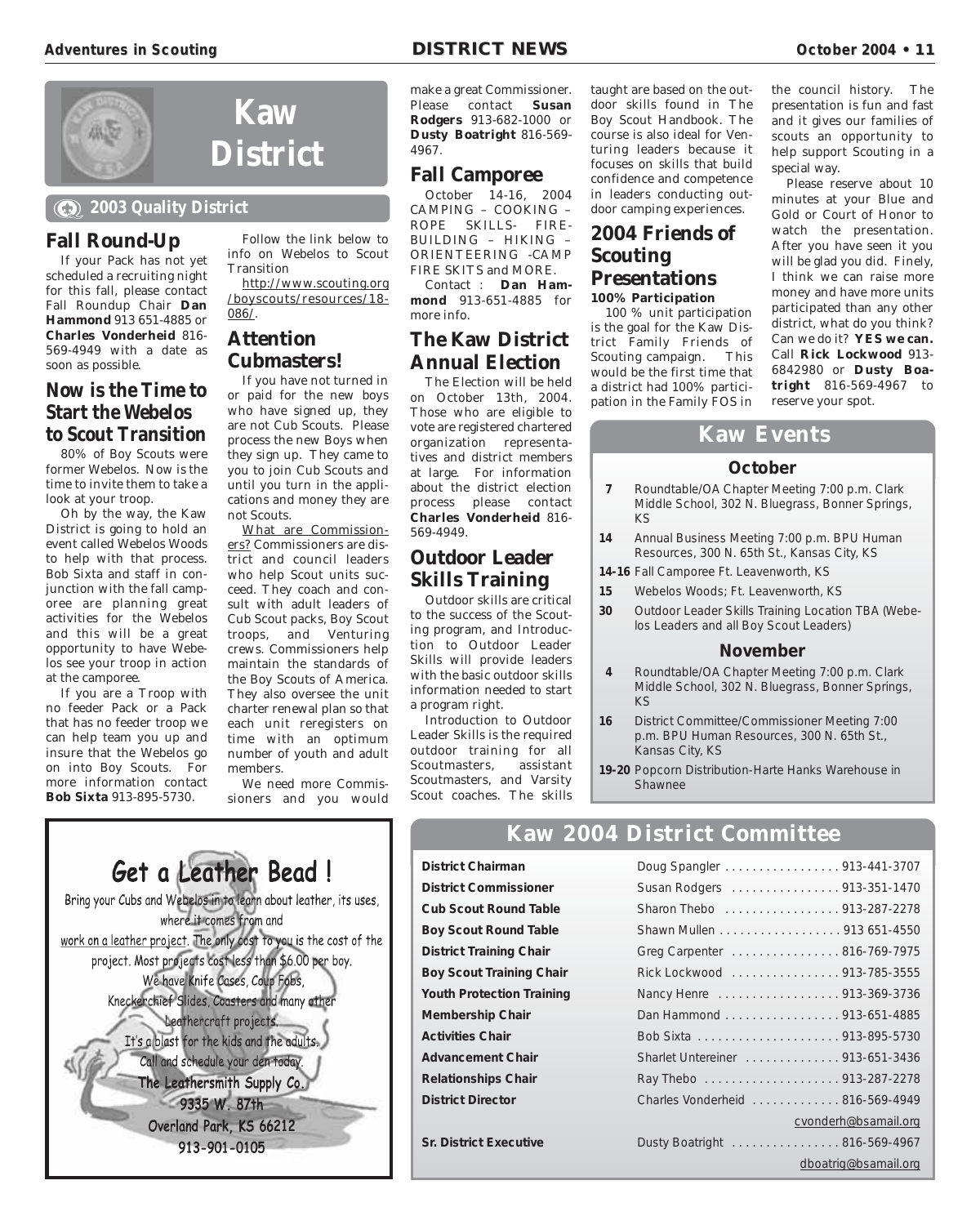# Kaw District

**2003 Quality District**

## Fall Round-Up

If your Pack has not yet scheduled a recruiting night for this fall, please contact Fall Roundup Chair **Dan Hammond** 913 651-4885 or **Charles Vonderheid** 816-569-4949 with a date as soon as possible.

## Now is the Time to Start the Webelos to Scout Transition

80% of Boy Scouts were former Webelos. Now is the time to invite them to take a look at your troop.

Oh by the way, the Kaw District is going to hold an event called Webelos Woods to help with that process. Bob Sixta and staff in conjunction with the fall camporee are planning great activities for the Webelos and this will be a great opportunity to have Webelos see your troop in action at the camporee.

If you are a Troop with no feeder Pack or a Pack that has no feeder troop we can help team you up and insure that the Webelos go on into Boy Scouts. For more information contact **Bob Sixta** 913-895-5730.

Follow the link below to info on Webelos to Scout Transition

http://www.scouting.org/boyscouts/resources/18-086/.

## Attention Cubmasters!

If you have not turned in or paid for the new boys who have signed up, they are not Cub Scouts. Please process the new Boys when they sign up. They came to you to join Cub Scouts and until you turn in the applications and money they are not Scouts.

What are Commissioners? Commissioners are district and council leaders who help Scout units succeed. They coach and consult with adult leaders of Cub Scout packs, Boy Scout troops, and Venturing crews. Commissioners help maintain the standards of the Boy Scouts of America. They also oversee the unit charter renewal plan so that each unit reregisters on time with an optimum number of youth and adult members.

We need more Commissioners and you would make a great Commissioner. Please contact **Susan Rodgers** 913-682-1000 or **Dusty Boatright** 816-569-4967.

## Fall Camporee

October 14-16, 2004 CAMPING – COOKING – ROPE SKILLS- FIRE-BUILDING – HIKING – ORIENTEERING -CAMP FIRE SKITS and MORE.

Contact : **Dan Hammond** 913-651-4885 for more info.

## The Kaw District Annual Election

The Election will be held on October 13th, 2004. Those who are eligible to vote are registered chartered organization representatives and district members at large. For information about the district election process please contact **Charles Vonderheid** 816-569-4949.

## Outdoor Leader Skills Training

Outdoor skills are critical to the success of the Scouting program, and Introduction to Outdoor Leader Skills will provide leaders with the basic outdoor skills information needed to start a program right.

Introduction to Outdoor Leader Skills is the required outdoor training for all Scoutmasters, assistant Scoutmasters, and Varsity Scout coaches. The skills taught are based on the outdoor skills found in The Boy Scout Handbook. The course is also ideal for Venturing leaders because it focuses on skills that build confidence and competence in leaders conducting outdoor camping experiences.

## 2004 Friends of Scouting Presentations

**100% Participation**

100 % unit participation is the goal for the Kaw District Family Friends of Scouting campaign. This would be the first time that a district had 100% participation in the Family FOS in the council history. The presentation is fun and fast and it gives our families of scouts an opportunity to help support Scouting in a special way.

Please reserve about 10 minutes at your Blue and Gold or Court of Honor to watch the presentation. After you have seen it you will be glad you did. Finely, I think we can raise more money and have more units participated than any other district, what do you think? Can we do it? **YES we can.** Call **Rick Lockwood** 913-6842980 or **Dusty Boatright** 816-569-4967 to reserve your spot.

## Kaw Events

### October

- **7** Roundtable/OA Chapter Meeting 7:00 p.m. Clark Middle School, 302 N. Bluegrass, Bonner Springs, KS
- **14** Annual Business Meeting 7:00 p.m. BPU Human Resources, 300 N. 65th St., Kansas City, KS
- **14-16** Fall Camporee Ft. Leavenworth, KS
- **15** Webelos Woods; Ft. Leavenworth, KS
- **30** Outdoor Leader Skills Training Location TBA (Webelos Leaders and all Boy Scout Leaders)

### November

- **4** Roundtable/OA Chapter Meeting 7:00 p.m. Clark Middle School, 302 N. Bluegrass, Bonner Springs, KS
- **16** District Committee/Commissioner Meeting 7:00 p.m. BPU Human Resources, 300 N. 65th St., Kansas City, KS
- **19-20** Popcorn Distribution-Harte Hanks Warehouse in Shawnee

## Get a Leather Bead !

Bring your Cubs and Webelos in to learn about leather, its uses, where it comes from and work on a leather project. The only cost to you is the cost of the project. Most projects cost less than $6.00 per boy. We have Knife Cases, Coup Fobs, Kneckerchief Slides, Coasters and many other Leathercraft projects. It's a blast for the kids and the adults. Call and schedule your den today.

**The Leathersmith Supply Co.**
**9335 W. 87th**
**Overland Park, KS 66212**
**913-901-0105**

## Kaw 2004 District Committee

| Position | Name | Phone |
|---|---|---|
| **District Chairman** | Doug Spangler | 913-441-3707 |
| **District Commissioner** | Susan Rodgers | 913-351-1470 |
| **Cub Scout Round Table** | Sharon Thebo | 913-287-2278 |
| **Boy Scout Round Table** | Shawn Mullen | 913 651-4550 |
| **District Training Chair** | Greg Carpenter | 816-769-7975 |
| **Boy Scout Training Chair** | Rick Lockwood | 913-785-3555 |
| **Youth Protection Training** | Nancy Henre | 913-369-3736 |
| **Membership Chair** | Dan Hammond | 913-651-4885 |
| **Activities Chair** | Bob Sixta | 913-895-5730 |
| **Advancement Chair** | Sharlet Untereiner | 913-651-3436 |
| **Relationships Chair** | Ray Thebo | 913-287-2278 |
| **District Director** | Charles Vonderheid | 816-569-4949 cvonderh@bsamail.org |
| **Sr. District Executive** | Dusty Boatright | 816-569-4967 dboatrig@bsamail.org |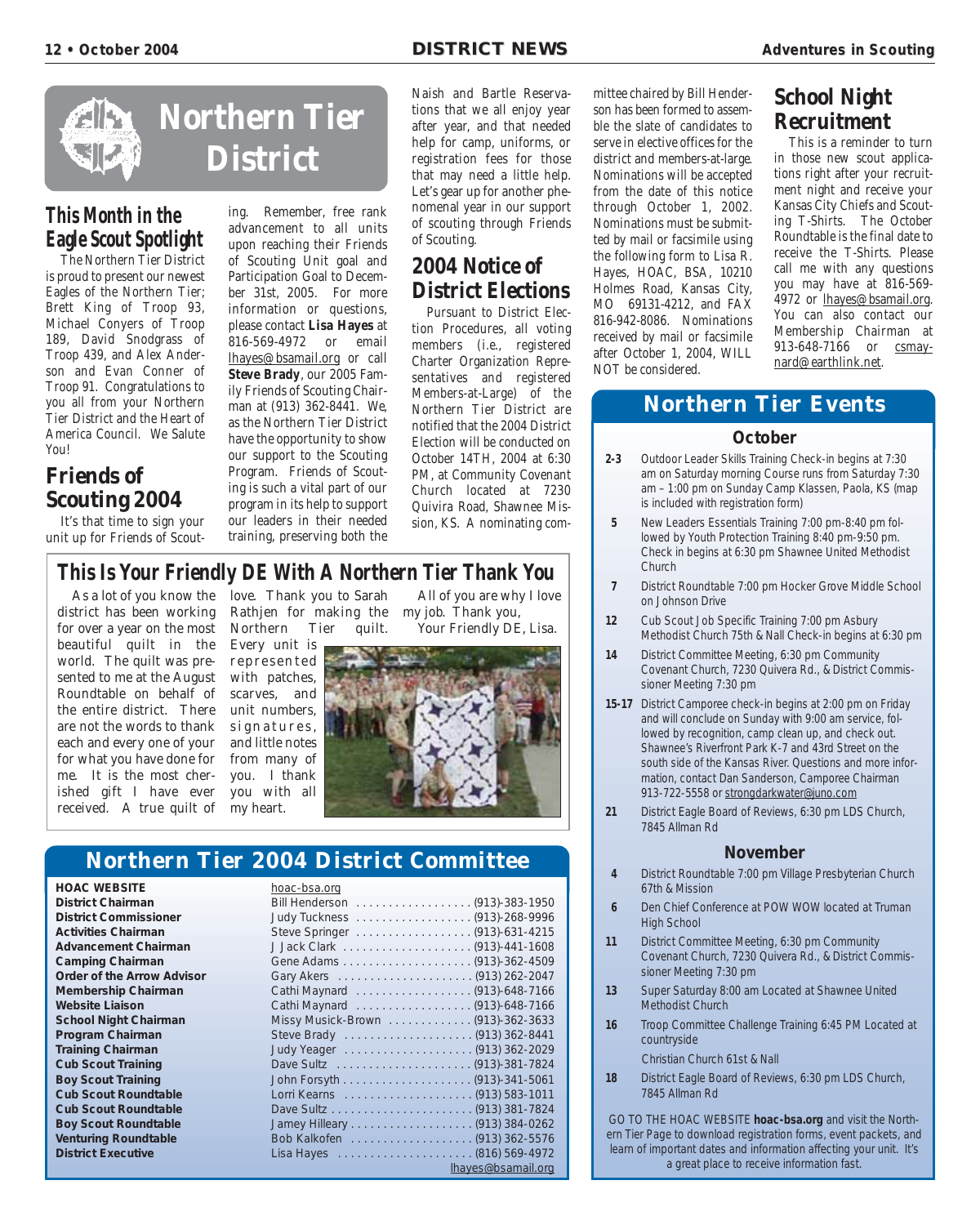# Northern Tier District

## This Month in the Eagle Scout Spotlight

The Northern Tier District is proud to present our newest Eagles of the Northern Tier; Brett King of Troop 93, Michael Conyers of Troop 189, David Snodgrass of Troop 439, and Alex Anderson and Evan Conner of Troop 91. Congratulations to you all from your Northern Tier District and the Heart of America Council. We Salute You!

## Friends of Scouting 2004

It's that time to sign your unit up for Friends of Scouting. Remember, free rank advancement to all units upon reaching their Friends of Scouting Unit goal and Participation Goal to December 31st, 2005. For more information or questions, please contact **Lisa Hayes** at 816-569-4972 or email lhayes@bsamail.org or call **Steve Brady**, our 2005 Family Friends of Scouting Chairman at (913) 362-8441. We, as the Northern Tier District have the opportunity to show our support to the Scouting Program. Friends of Scouting is such a vital part of our program in its help to support our leaders in their needed training, preserving both the Naish and Bartle Reservations that we all enjoy year after year, and that needed help for camp, uniforms, or registration fees for those that may need a little help. Let's gear up for another phenomenal year in our support of scouting through Friends of Scouting.

## 2004 Notice of District Elections

Pursuant to District Election Procedures, all voting members (i.e., registered Charter Organization Representatives and registered Members-at-Large) of the Northern Tier District are notified that the 2004 District Election will be conducted on October 14TH, 2004 at 6:30 PM, at Community Covenant Church located at 7230 Quivira Road, Shawnee Mission, KS. A nominating committee chaired by Bill Henderson has been formed to assemble the slate of candidates to serve in elective offices for the district and members-at-large. Nominations will be accepted from the date of this notice through October 1, 2002. Nominations must be submitted by mail or facsimile using the following form to Lisa R. Hayes, HOAC, BSA, 10210 Holmes Road, Kansas City, MO 69131-4212, and FAX 816-942-8086. Nominations received by mail or facsimile after October 1, 2004, WILL NOT be considered.

## School Night Recruitment

This is a reminder to turn in those new scout applications right after your recruitment night and receive your Kansas City Chiefs and Scouting T-Shirts. The October Roundtable is the final date to receive the T-Shirts. Please call me with any questions you may have at 816-569-4972 or lhayes@bsamail.org. You can also contact our Membership Chairman at 913-648-7166 or csmaynard@earthlink.net.

## This Is Your Friendly DE With A Northern Tier Thank You

As a lot of you know the district has been working for over a year on the most beautiful quilt in the world. The quilt was presented to me at the August Roundtable on behalf of the entire district. There are not the words to thank each and every one of your for what you have done for me. It is the most cherished gift I have ever received. A true quilt of love. Thank you to Sarah Rathjen for making the Northern Tier quilt. Every unit is represented with patches, scarves, and unit numbers, signatures, and little notes from many of you. I thank you with all my heart.

All of you are why I love my job. Thank you,

Your Friendly DE, Lisa.

## Northern Tier 2004 District Committee

| | |
|---|---|
| **HOAC WEBSITE** | hoac-bsa.org |
| **District Chairman** | Bill Henderson (913)-383-1950 |
| **District Commissioner** | Judy Tuckness (913)-268-9996 |
| **Activities Chairman** | Steve Springer (913)-631-4215 |
| **Advancement Chairman** | J Jack Clark (913)-441-1608 |
| **Camping Chairman** | Gene Adams (913)-362-4509 |
| **Order of the Arrow Advisor** | Gary Akers (913) 262-2047 |
| **Membership Chairman** | Cathi Maynard (913)-648-7166 |
| **Website Liaison** | Cathi Maynard (913)-648-7166 |
| **School Night Chairman** | Missy Musick-Brown (913)-362-3633 |
| **Program Chairman** | Steve Brady (913) 362-8441 |
| **Training Chairman** | Judy Yeager (913) 362-2029 |
| **Cub Scout Training** | Dave Sultz (913)-381-7824 |
| **Boy Scout Training** | John Forsyth (913)-341-5061 |
| **Cub Scout Roundtable** | Lorri Kearns (913) 583-1011 |
| **Cub Scout Roundtable** | Dave Sultz (913) 381-7824 |
| **Boy Scout Roundtable** | Jamey Hilleary (913) 384-0262 |
| **Venturing Roundtable** | Bob Kalkofen (913) 362-5576 |
| **District Executive** | Lisa Hayes (816) 569-4972 lhayes@bsamail.org |

## Northern Tier Events

### October

**2-3** Outdoor Leader Skills Training Check-in begins at 7:30 am on Saturday morning Course runs from Saturday 7:30 am – 1:00 pm on Sunday Camp Klassen, Paola, KS (map is included with registration form)

**5** New Leaders Essentials Training 7:00 pm-8:40 pm followed by Youth Protection Training 8:40 pm-9:50 pm. Check in begins at 6:30 pm Shawnee United Methodist Church

**7** District Roundtable 7:00 pm Hocker Grove Middle School on Johnson Drive

**12** Cub Scout Job Specific Training 7:00 pm Asbury Methodist Church 75th & Nall Check-in begins at 6:30 pm

**14** District Committee Meeting, 6:30 pm Community Covenant Church, 7230 Quivera Rd., & District Commissioner Meeting 7:30 pm

**15-17** District Camporee check-in begins at 2:00 pm on Friday and will conclude on Sunday with 9:00 am service, followed by recognition, camp clean up, and check out. Shawnee's Riverfront Park K-7 and 43rd Street on the south side of the Kansas River. Questions and more information, contact Dan Sanderson, Camporee Chairman 913-722-5558 or strongdarkwater@juno.com

**21** District Eagle Board of Reviews, 6:30 pm LDS Church, 7845 Allman Rd

### November

**4** District Roundtable 7:00 pm Village Presbyterian Church 67th & Mission

**6** Den Chief Conference at POW WOW located at Truman High School

**11** District Committee Meeting, 6:30 pm Community Covenant Church, 7230 Quivera Rd., & District Commissioner Meeting 7:30 pm

**13** Super Saturday 8:00 am Located at Shawnee United Methodist Church

**16** Troop Committee Challenge Training 6:45 PM Located at countryside

Christian Church 61st & Nall

**18** District Eagle Board of Reviews, 6:30 pm LDS Church, 7845 Allman Rd

GO TO THE HOAC WEBSITE **hoac-bsa.org** and visit the Northern Tier Page to download registration forms, event packets, and learn of important dates and information affecting your unit. It's a great place to receive information fast.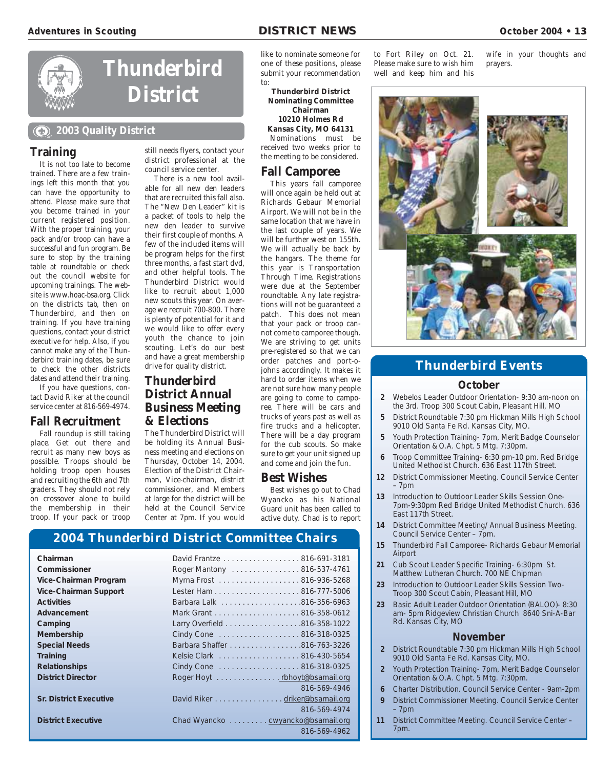# Thunderbird District

**2003 Quality District**

## Training

It is not too late to become trained. There are a few trainings left this month that you can have the opportunity to attend. Please make sure that you become trained in your current registered position. With the proper training, your pack and/or troop can have a successful and fun program. Be sure to stop by the training table at roundtable or check out the council website for upcoming trainings. The website is www.hoac-bsa.org. Click on the districts tab, then on Thunderbird, and then on training. If you have training questions, contact your district executive for help. Also, if you cannot make any of the Thunderbird training dates, be sure to check the other districts dates and attend their training.

If you have questions, contact David Riker at the council service center at 816-569-4974.

## Fall Recruitment

Fall roundup is still taking place. Get out there and recruit as many new boys as possible. Troops should be holding troop open houses and recruiting the 6th and 7th graders. They should not rely on crossover alone to build the membership in their troop. If your pack or troop still needs flyers, contact your district professional at the council service center.

There is a new tool available for all new den leaders that are recruited this fall also. The "New Den Leader" kit is a packet of tools to help the new den leader to survive their first couple of months. A few of the included items will be program helps for the first three months, a fast start dvd, and other helpful tools. The Thunderbird District would like to recruit about 1,000 new scouts this year. On average we recruit 700-800. There is plenty of potential for it and we would like to offer every youth the chance to join scouting. Let's do our best and have a great membership drive for quality district.

## Thunderbird District Annual Business Meeting & Elections

The Thunderbird District will be holding its Annual Business meeting and elections on Thursday, October 14, 2004. Election of the District Chairman, Vice-chairman, district commissioner, and Members at large for the district will be held at the Council Service Center at 7pm. If you would like to nominate someone for one of these positions, please submit your recommendation to:

**Thunderbird District**
**Nominating Committee Chairman**
**10210 Holmes Rd**
**Kansas City, MO 64131**

Nominations must be received two weeks prior to the meeting to be considered.

## Fall Camporee

This years fall camporee will once again be held out at Richards Gebaur Memorial Airport. We will not be in the same location that we have in the last couple of years. We will be further west on 155th. We will actually be back by the hangars. The theme for this year is Transportation Through Time. Registrations were due at the September roundtable. Any late registrations will not be guaranteed a patch. This does not mean that your pack or troop cannot come to camporee though. We are striving to get units pre-registered so that we can order patches and port-o-johns accordingly. It makes it hard to order items when we are not sure how many people are going to come to camporee. There will be cars and trucks of years past as well as fire trucks and a helicopter. There will be a day program for the cub scouts. So make sure to get your unit signed up and come and join the fun.

## Best Wishes

Best wishes go out to Chad Wyancko as his National Guard unit has been called to active duty. Chad is to report to Fort Riley on Oct. 21. Please make sure to wish him well and keep him and his wife in your thoughts and prayers.

## 2004 Thunderbird District Committee Chairs

| Position | Name | Contact |
|---|---|---|
| **Chairman** | David Frantze | 816-691-3181 |
| **Commissioner** | Roger Mantony | 816-537-4761 |
| **Vice-Chairman Program** | Myrna Frost | 816-936-5268 |
| **Vice-Chairman Support** | Lester Ham | 816-777-5006 |
| **Activities** | Barbara Lalk | 816-356-6963 |
| **Advancement** | Mark Grant | 816-358-0612 |
| **Camping** | Larry Overfield | 816-358-1022 |
| **Membership** | Cindy Cone | 816-318-0325 |
| **Special Needs** | Barbara Shaffer | 816-763-3226 |
| **Training** | Kelsie Clark | 816-430-5654 |
| **Relationships** | Cindy Cone | 816-318-0325 |
| **District Director** | Roger Hoyt | rbhoyt@bsamail.org 816-569-4946 |
| **Sr. District Executive** | David Riker | driker@bsamail.org 816-569-4974 |
| **District Executive** | Chad Wyancko | cwyancko@bsamail.org 816-569-4962 |

## Thunderbird Events

### October

- **2** Webelos Leader Outdoor Orientation- 9:30 am-noon on the 3rd. Troop 300 Scout Cabin, Pleasant Hill, MO
- **5** District Roundtable 7:30 pm Hickman Mills High School 9010 Old Santa Fe Rd. Kansas City, MO.
- **5** Youth Protection Training- 7pm, Merit Badge Counselor Orientation & O.A. Chpt. 5 Mtg. 7:30pm.
- **6** Troop Committee Training- 6:30 pm-10 pm. Red Bridge United Methodist Church. 636 East 117th Street.
- **12** District Commissioner Meeting. Council Service Center – 7pm
- **13** Introduction to Outdoor Leader Skills Session One- 7pm-9:30pm Red Bridge United Methodist Church. 636 East 117th Street.
- **14** District Committee Meeting/ Annual Business Meeting. Council Service Center – 7pm.
- **15** Thunderbird Fall Camporee- Richards Gebaur Memorial Airport
- **21** Cub Scout Leader Specific Training- 6:30pm St. Matthew Lutheran Church. 700 NE Chipman
- **23** Introduction to Outdoor Leader Skills Session Two- Troop 300 Scout Cabin, Pleasant Hill, MO
- **23** Basic Adult Leader Outdoor Orientation (BALOO)- 8:30 am- 5pm Ridgeview Christian Church 8640 Sni-A-Bar Rd. Kansas City, MO

### November

- **2** District Roundtable 7:30 pm Hickman Mills High School 9010 Old Santa Fe Rd. Kansas City, MO.
- **2** Youth Protection Training- 7pm, Merit Badge Counselor Orientation & O.A. Chpt. 5 Mtg. 7:30pm.
- **6** Charter Distribution. Council Service Center - 9am-2pm
- **9** District Commissioner Meeting. Council Service Center – 7pm
- **11** District Committee Meeting. Council Service Center – 7pm.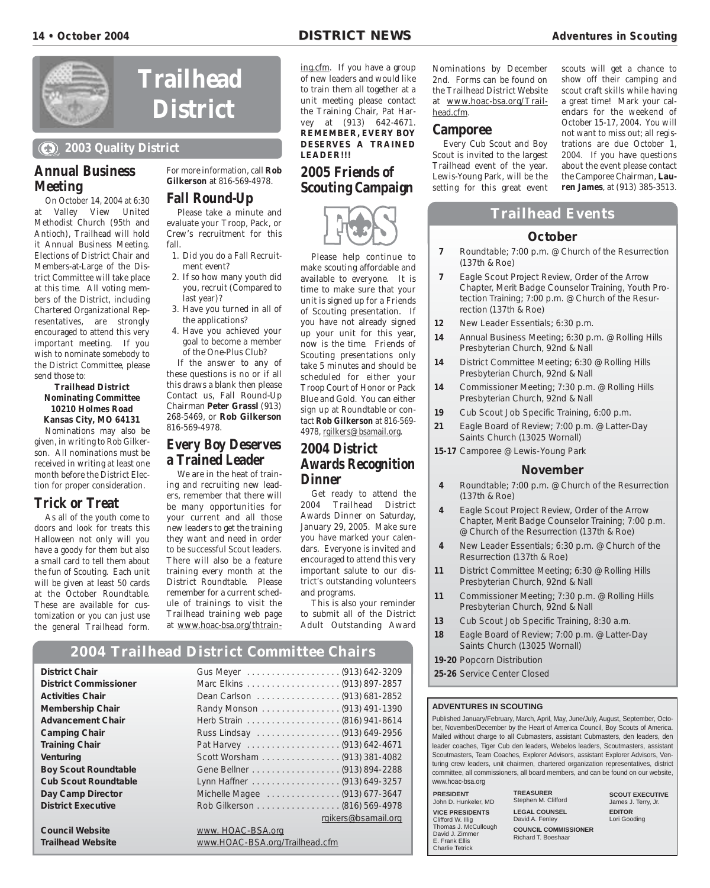# Trailhead District

## 2003 Quality District

### Annual Business Meeting

On October 14, 2004 at 6:30 at Valley View United Methodist Church (95th and Antioch), Trailhead will hold it Annual Business Meeting. Elections of District Chair and Members-at-Large of the District Committee will take place at this time. All voting members of the District, including Chartered Organizational Representatives, are strongly encouraged to attend this very important meeting. If you wish to nominate somebody to the District Committee, please send those to:

**Trailhead District Nominating Committee
10210 Holmes Road
Kansas City, MO 64131**

Nominations may also be given, in writing to Rob Gilkerson. All nominations must be received in writing at least one month before the District Election for proper consideration.

### Trick or Treat

As all of the youth come to doors and look for treats this Halloween not only will you have a goody for them but also a small card to tell them about the fun of Scouting. Each unit will be given at least 50 cards at the October Roundtable. These are available for customization or you can just use the general Trailhead form. For more information, call **Rob Gilkerson** at 816-569-4978.

### Fall Round-Up

Please take a minute and evaluate your Troop, Pack, or Crew's recruitment for this fall.

1. Did you do a Fall Recruitment event?
2. If so how many youth did you, recruit (Compared to last year)?
3. Have you turned in all of the applications?
4. Have you achieved your goal to become a member of the One-Plus Club?

If the answer to any of these questions is no or if all this draws a blank then please Contact us, Fall Round-Up Chairman **Peter Grassl** (913) 268-5469, or **Rob Gilkerson** 816-569-4978.

### Every Boy Deserves a Trained Leader

We are in the heat of training and recruiting new leaders, remember that there will be many opportunities for your current and all those new leaders to get the training they want and need in order to be successful Scout leaders. There will also be a feature training every month at the District Roundtable. Please remember for a current schedule of trainings to visit the Trailhead training web page at www.hoac-bsa.org/thtraining.cfm. If you have a group of new leaders and would like to train them all together at a unit meeting please contact the Training Chair, Pat Harvey at (913) 642-4671. **REMEMBER, EVERY BOY DESERVES A TRAINED LEADER!!!**

### 2005 Friends of Scouting Campaign

Please help continue to make scouting affordable and available to everyone. It is time to make sure that your unit is signed up for a Friends of Scouting presentation. If you have not already signed up your unit for this year, now is the time. Friends of Scouting presentations only take 5 minutes and should be scheduled for either your Troop Court of Honor or Pack Blue and Gold. You can either sign up at Roundtable or contact **Rob Gilkerson** at 816-569-4978, rgilkers@bsamail.org.

### 2004 District Awards Recognition Dinner

Get ready to attend the 2004 Trailhead District Awards Dinner on Saturday, January 29, 2005. Make sure you have marked your calendars. Everyone is invited and encouraged to attend this very important salute to our district's outstanding volunteers and programs.

This is also your reminder to submit all of the District Adult Outstanding Award Nominations by December 2nd. Forms can be found on the Trailhead District Website at www.hoac-bsa.org/Trailhead.cfm.

### Camporee

Every Cub Scout and Boy Scout is invited to the largest Trailhead event of the year. Lewis-Young Park, will be the setting for this great event scouts will get a chance to show off their camping and scout craft skills while having a great time! Mark your calendars for the weekend of October 15-17, 2004. You will not want to miss out; all registrations are due October 1, 2004. If you have questions about the event please contact the Camporee Chairman, **Lauren James**, at (913) 385-3513.

## Trailhead Events

### October

- **7** Roundtable; 7:00 p.m. @ Church of the Resurrection (137th & Roe)
- **7** Eagle Scout Project Review, Order of the Arrow Chapter, Merit Badge Counselor Training, Youth Protection Training; 7:00 p.m. @ Church of the Resurrection (137th & Roe)
- **12** New Leader Essentials; 6:30 p.m.
- **14** Annual Business Meeting; 6:30 p.m. @ Rolling Hills Presbyterian Church, 92nd & Nall
- **14** District Committee Meeting; 6:30 @ Rolling Hills Presbyterian Church, 92nd & Nall
- **14** Commissioner Meeting; 7:30 p.m. @ Rolling Hills Presbyterian Church, 92nd & Nall
- **19** Cub Scout Job Specific Training, 6:00 p.m.
- **21** Eagle Board of Review; 7:00 p.m. @ Latter-Day Saints Church (13025 Wornall)
- **15-17** Camporee @ Lewis-Young Park

### November

- **4** Roundtable; 7:00 p.m. @ Church of the Resurrection (137th & Roe)
- **4** Eagle Scout Project Review, Order of the Arrow Chapter, Merit Badge Counselor Training; 7:00 p.m. @ Church of the Resurrection (137th & Roe)
- **4** New Leader Essentials; 6:30 p.m. @ Church of the Resurrection (137th & Roe)
- **11** District Committee Meeting; 6:30 @ Rolling Hills Presbyterian Church, 92nd & Nall
- **11** Commissioner Meeting; 7:30 p.m. @ Rolling Hills Presbyterian Church, 92nd & Nall
- **13** Cub Scout Job Specific Training, 8:30 a.m.
- **18** Eagle Board of Review; 7:00 p.m. @ Latter-Day Saints Church (13025 Wornall)
- **19-20** Popcorn Distribution
- **25-26** Service Center Closed

## 2004 Trailhead District Committee Chairs

| Position | Name / Contact |
|---|---|
| **District Chair** | Gus Meyer ... (913) 642-3209 |
| **District Commissioner** | Marc Elkins ... (913) 897-2857 |
| **Activities Chair** | Dean Carlson ... (913) 681-2852 |
| **Membership Chair** | Randy Monson ... (913) 491-1390 |
| **Advancement Chair** | Herb Strain ... (816) 941-8614 |
| **Camping Chair** | Russ Lindsay ... (913) 649-2956 |
| **Training Chair** | Pat Harvey ... (913) 642-4671 |
| **Venturing** | Scott Worsham ... (913) 381-4082 |
| **Boy Scout Roundtable** | Gene Bellner ... (913) 894-2288 |
| **Cub Scout Roundtable** | Lynn Haffner ... (913) 649-3257 |
| **Day Camp Director** | Michelle Magee ... (913) 677-3647 |
| **District Executive** | Rob Gilkerson ... (816) 569-4978 rgikers@bsamail.org |
| **Council Website** | www. HOAC-BSA.org |
| **Trailhead Website** | www.HOAC-BSA.org/Trailhead.cfm |

**ADVENTURES IN SCOUTING**

Published January/February, March, April, May, June/July, August, September, October, November/December by the Heart of America Council, Boy Scouts of America. Mailed without charge to all Cubmasters, assistant Cubmasters, den leaders, den leader coaches, Tiger Cub den leaders, Webelos leaders, Scoutmasters, assistant Scoutmasters, Team Coaches, Explorer Advisors, assistant Explorer Advisors, Venturing crew leaders, unit chairmen, chartered organization representatives, district committee, all commissioners, all board members, and can be found on our website, www.hoac-bsa.org

**PRESIDENT**
John D. Hunkeler, MD

**VICE PRESIDENTS**
Clifford W. Illig
Thomas J. McCullough
David J. Zimmer
E. Frank Ellis
Charlie Tetrick

**TREASURER**
Stephen M. Clifford

**LEGAL COUNSEL**
David A. Fenley

**COUNCIL COMMISSIONER**
Richard T. Boeshaar

**SCOUT EXECUTIVE**
James J. Terry, Jr.

**EDITOR**
Lori Gooding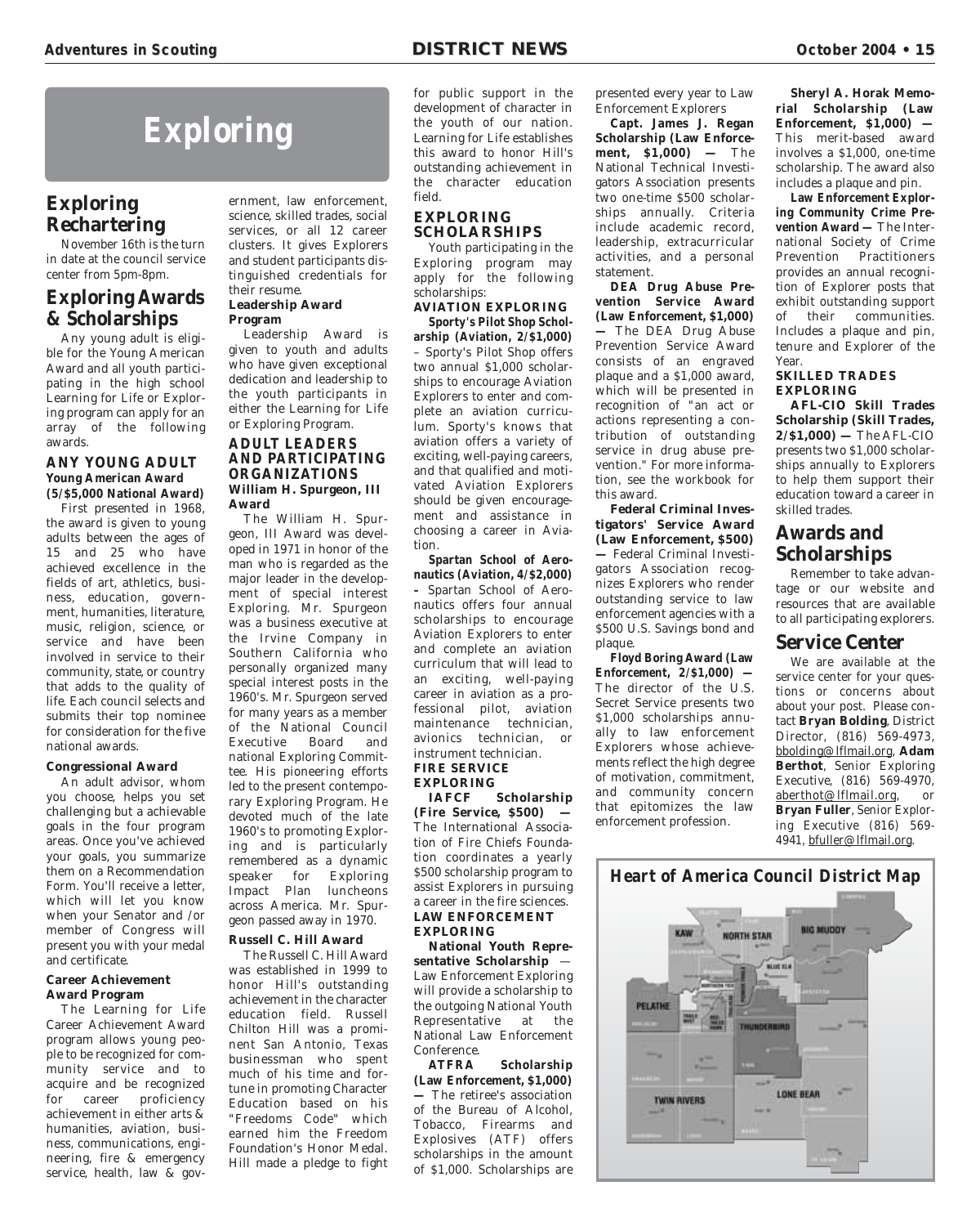# Exploring

## Exploring Rechartering

November 16th is the turn in date at the council service center from 5pm-8pm.

## Exploring Awards & Scholarships

Any young adult is eligible for the Young American Award and all youth participating in the high school Learning for Life or Exploring program can apply for an array of the following awards.

### ANY YOUNG ADULT

**Young American Award (5/$5,000 National Award)**

First presented in 1968, the award is given to young adults between the ages of 15 and 25 who have achieved excellence in the fields of art, athletics, business, education, government, humanities, literature, music, religion, science, or service and have been involved in service to their community, state, or country that adds to the quality of life. Each council selects and submits their top nominee for consideration for the five national awards.

**Congressional Award**

An adult advisor, whom you choose, helps you set challenging but a achievable goals in the four program areas. Once you've achieved your goals, you summarize them on a Recommendation Form. You'll receive a letter, which will let you know when your Senator and /or member of Congress will present you with your medal and certificate.

**Career Achievement Award Program**

The Learning for Life Career Achievement Award program allows young people to be recognized for community service and to acquire and be recognized for career proficiency achievement in either arts & humanities, aviation, business, communications, engineering, fire & emergency service, health, law & government, law enforcement, science, skilled trades, social services, or all 12 career clusters. It gives Explorers and student participants distinguished credentials for their resume.

**Leadership Award Program**

Leadership Award is given to youth and adults who have given exceptional dedication and leadership to the youth participants in either the Learning for Life or Exploring Program.

### ADULT LEADERS AND PARTICIPATING ORGANIZATIONS

**William H. Spurgeon, III Award**

The William H. Spurgeon, III Award was developed in 1971 in honor of the man who is regarded as the major leader in the development of special interest Exploring. Mr. Spurgeon was a business executive at the Irvine Company in Southern California who personally organized many special interest posts in the 1960's. Mr. Spurgeon served for many years as a member of the National Council Executive Board and national Exploring Committee. His pioneering efforts led to the present contemporary Exploring Program. He devoted much of the late 1960's to promoting Exploring and is particularly remembered as a dynamic speaker for Exploring Impact Plan luncheons across America. Mr. Spurgeon passed away in 1970.

**Russell C. Hill Award**

The Russell C. Hill Award was established in 1999 to honor Hill's outstanding achievement in the character education field. Russell Chilton Hill was a prominent San Antonio, Texas businessman who spent much of his time and fortune in promoting Character Education based on his "Freedoms Code" which earned him the Freedom Foundation's Honor Medal. Hill made a pledge to fight for public support in the development of character in the youth of our nation. Learning for Life establishes this award to honor Hill's outstanding achievement in the character education field.

### EXPLORING SCHOLARSHIPS

Youth participating in the Exploring program may apply for the following scholarships:

**AVIATION EXPLORING**

***Sporty's Pilot Shop Scholarship (Aviation, 2/$1,000)*** – Sporty's Pilot Shop offers two annual $1,000 scholarships to encourage Aviation Explorers to enter and complete an aviation curriculum. Sporty's knows that aviation offers a variety of exciting, well-paying careers, and that qualified and motivated Aviation Explorers should be given encouragement and assistance in choosing a career in Aviation.

***Spartan School of Aeronautics (Aviation, 4/$2,000)*** – Spartan School of Aeronautics offers four annual scholarships to encourage Aviation Explorers to enter and complete an aviation curriculum that will lead to an exciting, well-paying career in aviation as a professional pilot, aviation maintenance technician, avionics technician, or instrument technician.

**FIRE SERVICE EXPLORING**

**IAFCF Scholarship (Fire Service, $500) —** The International Association of Fire Chiefs Foundation coordinates a yearly $500 scholarship program to assist Explorers in pursuing a career in the fire sciences.

**LAW ENFORCEMENT EXPLORING**

**National Youth Representative Scholarship** — Law Enforcement Exploring will provide a scholarship to the outgoing National Youth Representative at the National Law Enforcement Conference.

**ATFRA Scholarship (Law Enforcement, $1,000) —** The retiree's association of the Bureau of Alcohol, Tobacco, Firearms and Explosives (ATF) offers scholarships in the amount of $1,000. Scholarships are presented every year to Law Enforcement Explorers

**Capt. James J. Regan Scholarship (Law Enforcement, $1,000) —** The National Technical Investigators Association presents two one-time $500 scholarships annually. Criteria include academic record, leadership, extracurricular activities, and a personal statement.

**DEA Drug Abuse Prevention Service Award (Law Enforcement, $1,000) —** The DEA Drug Abuse Prevention Service Award consists of an engraved plaque and a $1,000 award, which will be presented in recognition of "an act or actions representing a contribution of outstanding service in drug abuse prevention." For more information, see the workbook for this award.

**Federal Criminal Investigators' Service Award (Law Enforcement, $500) —** Federal Criminal Investigators Association recognizes Explorers who render outstanding service to law enforcement agencies with a $500 U.S. Savings bond and plaque.

***Floyd Boring Award (Law Enforcement, 2/$1,000)*** **—** The director of the U.S. Secret Service presents two $1,000 scholarships annually to law enforcement Explorers whose achievements reflect the high degree of motivation, commitment, and community concern that epitomizes the law enforcement profession.

**Sheryl A. Horak Memorial Scholarship (Law Enforcement, $1,000) —** This merit-based award involves a $1,000, one-time scholarship. The award also includes a plaque and pin.

***Law Enforcement Exploring Community Crime Prevention Award*** **—** The International Society of Crime Prevention Practitioners provides an annual recognition of Explorer posts that exhibit outstanding support of their communities. Includes a plaque and pin, tenure and Explorer of the Year.

**SKILLED TRADES EXPLORING**

**AFL-CIO Skill Trades Scholarship (Skill Trades, 2/$1,000) —** The AFL-CIO presents two $1,000 scholarships annually to Explorers to help them support their education toward a career in skilled trades.

## Awards and Scholarships

Remember to take advantage or our website and resources that are available to all participating explorers.

## Service Center

We are available at the service center for your questions or concerns about about your post. Please contact **Bryan Bolding**, District Director, (816) 569-4973, bbolding@lflmail.org, **Adam Berthot**, Senior Exploring Executive, (816) 569-4970, aberthot@lflmail.org, or **Bryan Fuller**, Senior Exploring Executive (816) 569-4941, bfuller@lflmail.org.

**Heart of America Council District Map**

KAW · NORTH STAR · BIG MUDDY · BLUE ELK · PELATHE · THUNDERBIRD · TWIN RIVERS · LONE BEAR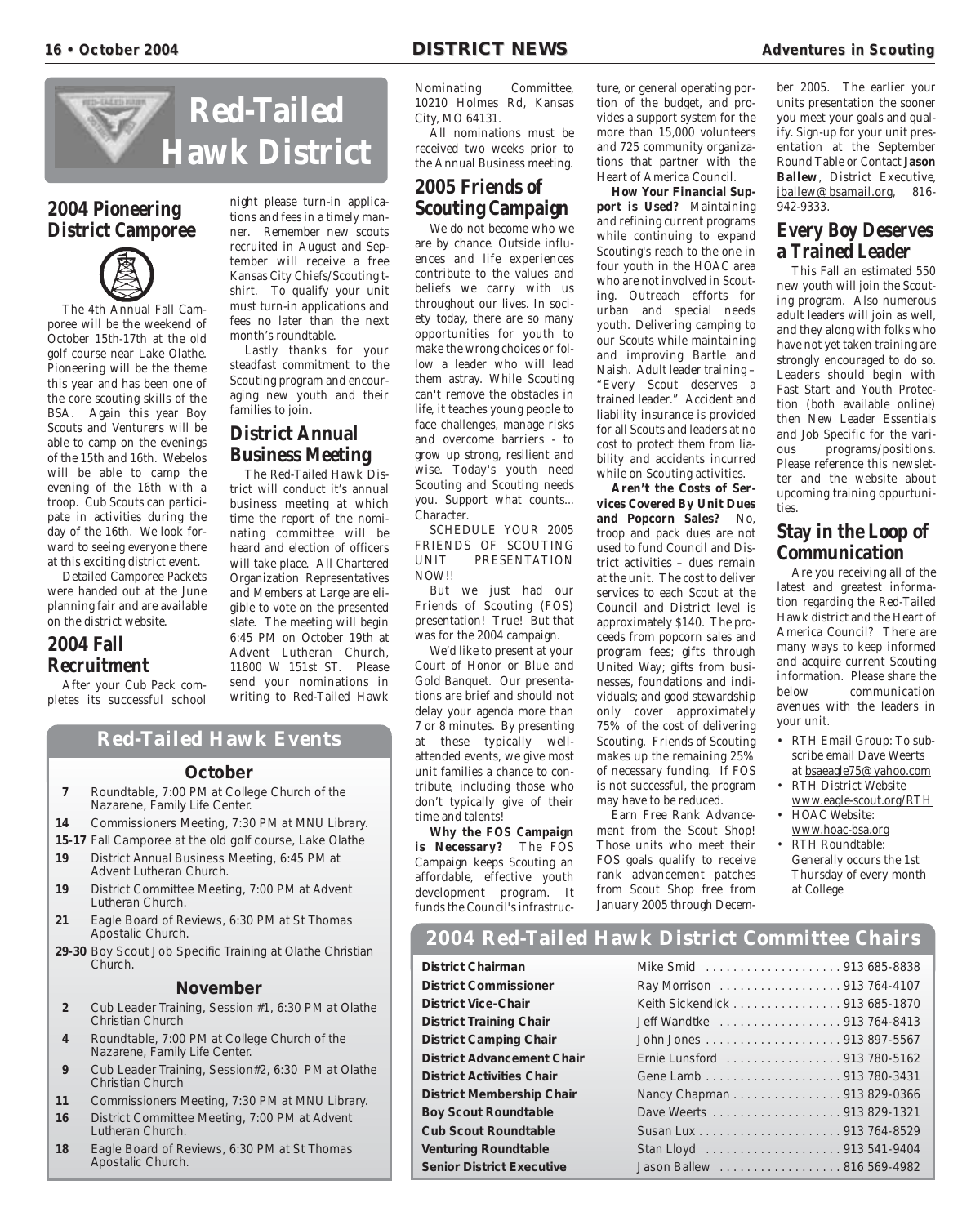# Red-Tailed Hawk District

## 2004 Pioneering District Camporee

The 4th Annual Fall Camporee will be the weekend of October 15th-17th at the old golf course near Lake Olathe. Pioneering will be the theme this year and has been one of the core scouting skills of the BSA. Again this year Boy Scouts and Venturers will be able to camp on the evenings of the 15th and 16th. Webelos will be able to camp the evening of the 16th with a troop. Cub Scouts can participate in activities during the day of the 16th. We look forward to seeing everyone there at this exciting district event.

Detailed Camporee Packets were handed out at the June planning fair and are available on the district website.

## 2004 Fall Recruitment

After your Cub Pack completes its successful school night please turn-in applications and fees in a timely manner. Remember new scouts recruited in August and September will receive a free Kansas City Chiefs/Scouting t-shirt. To qualify your unit must turn-in applications and fees no later than the next month's roundtable.

Lastly thanks for your steadfast commitment to the Scouting program and encouraging new youth and their families to join.

## District Annual Business Meeting

The Red-Tailed Hawk District will conduct it's annual business meeting at which time the report of the nominating committee will be heard and election of officers will take place. All Chartered Organization Representatives and Members at Large are eligible to vote on the presented slate. The meeting will begin 6:45 PM on October 19th at Advent Lutheran Church, 11800 W 151st ST. Please send your nominations in writing to Red-Tailed Hawk Nominating Committee, 10210 Holmes Rd, Kansas City, MO 64131.

All nominations must be received two weeks prior to the Annual Business meeting.

## 2005 Friends of Scouting Campaign

We do not become who we are by chance. Outside influences and life experiences contribute to the values and beliefs we carry with us throughout our lives. In society today, there are so many opportunities for youth to make the wrong choices or follow a leader who will lead them astray. While Scouting can't remove the obstacles in life, it teaches young people to face challenges, manage risks and overcome barriers - to grow up strong, resilient and wise. Today's youth need Scouting and Scouting needs you. Support what counts... Character.

SCHEDULE YOUR 2005 FRIENDS OF SCOUTING UNIT PRESENTATION NOW!!

But we just had our Friends of Scouting (FOS) presentation! True! But that was for the 2004 campaign.

We'd like to present at your Court of Honor or Blue and Gold Banquet. Our presentations are brief and should not delay your agenda more than 7 or 8 minutes. By presenting at these typically well-attended events, we give most unit families a chance to contribute, including those who don't typically give of their time and talents!

**Why the FOS Campaign is Necessary?** The FOS Campaign keeps Scouting an affordable, effective youth development program. It funds the Council's infrastructure, or general operating portion of the budget, and provides a support system for the more than 15,000 volunteers and 725 community organizations that partner with the Heart of America Council.

**How Your Financial Support is Used?** Maintaining and refining current programs while continuing to expand Scouting's reach to the one in four youth in the HOAC area who are not involved in Scouting. Outreach efforts for urban and special needs youth. Delivering camping to our Scouts while maintaining and improving Bartle and Naish. Adult leader training – "Every Scout deserves a trained leader." Accident and liability insurance is provided for all Scouts and leaders at no cost to protect them from liability and accidents incurred while on Scouting activities.

**Aren't the Costs of Services Covered By Unit Dues and Popcorn Sales?** No, troop and pack dues are not used to fund Council and District activities – dues remain at the unit. The cost to deliver services to each Scout at the Council and District level is approximately $140. The proceeds from popcorn sales and program fees; gifts through United Way; gifts from businesses, foundations and individuals; and good stewardship only cover approximately 75% of the cost of delivering Scouting. Friends of Scouting makes up the remaining 25% of necessary funding. If FOS is not successful, the program may have to be reduced.

Earn Free Rank Advancement from the Scout Shop! Those units who meet their FOS goals qualify to receive rank advancement patches from Scout Shop free from January 2005 through December 2005. The earlier your units presentation the sooner you meet your goals and qualify. Sign-up for your unit presentation at the September Round Table or Contact **Jason Ballew**, District Executive, jballew@bsamail.org, 816-942-9333.

## Every Boy Deserves a Trained Leader

This Fall an estimated 550 new youth will join the Scouting program. Also numerous adult leaders will join as well, and they along with folks who have not yet taken training are strongly encouraged to do so. Leaders should begin with Fast Start and Youth Protection (both available online) then New Leader Essentials and Job Specific for the various programs/positions. Please reference this newsletter and the website about upcoming training oppurtunities.

## Stay in the Loop of Communication

Are you receiving all of the latest and greatest information regarding the Red-Tailed Hawk district and the Heart of America Council? There are many ways to keep informed and acquire current Scouting information. Please share the below communication avenues with the leaders in your unit.

- RTH Email Group: To subscribe email Dave Weerts at bsaeagle75@yahoo.com
- RTH District Website www.eagle-scout.org/RTH
- HOAC Website: www.hoac-bsa.org
- RTH Roundtable: Generally occurs the 1st Thursday of every month at College

## Red-Tailed Hawk Events

### October

- **7** Roundtable, 7:00 PM at College Church of the Nazarene, Family Life Center.
- **14** Commissioners Meeting, 7:30 PM at MNU Library.
- **15-17** Fall Camporee at the old golf course, Lake Olathe
- **19** District Annual Business Meeting, 6:45 PM at Advent Lutheran Church.
- **19** District Committee Meeting, 7:00 PM at Advent Lutheran Church.
- **21** Eagle Board of Reviews, 6:30 PM at St Thomas Apostalic Church.
- **29-30** Boy Scout Job Specific Training at Olathe Christian Church.

### November

- **2** Cub Leader Training, Session #1, 6:30 PM at Olathe Christian Church
- **4** Roundtable, 7:00 PM at College Church of the Nazarene, Family Life Center.
- **9** Cub Leader Training, Session#2, 6:30 PM at Olathe Christian Church
- **11** Commissioners Meeting, 7:30 PM at MNU Library.
- **16** District Committee Meeting, 7:00 PM at Advent Lutheran Church.
- **18** Eagle Board of Reviews, 6:30 PM at St Thomas Apostalic Church.

## 2004 Red-Tailed Hawk District Committee Chairs

| Position | Name | Phone |
|---|---|---|
| **District Chairman** | Mike Smid | 913 685-8838 |
| **District Commissioner** | Ray Morrison | 913 764-4107 |
| **District Vice-Chair** | Keith Sickendick | 913 685-1870 |
| **District Training Chair** | Jeff Wandtke | 913 764-8413 |
| **District Camping Chair** | John Jones | 913 897-5567 |
| **District Advancement Chair** | Ernie Lunsford | 913 780-5162 |
| **District Activities Chair** | Gene Lamb | 913 780-3431 |
| **District Membership Chair** | Nancy Chapman | 913 829-0366 |
| **Boy Scout Roundtable** | Dave Weerts | 913 829-1321 |
| **Cub Scout Roundtable** | Susan Lux | 913 764-8529 |
| **Venturing Roundtable** | Stan Lloyd | 913 541-9404 |
| **Senior District Executive** | Jason Ballew | 816 569-4982 |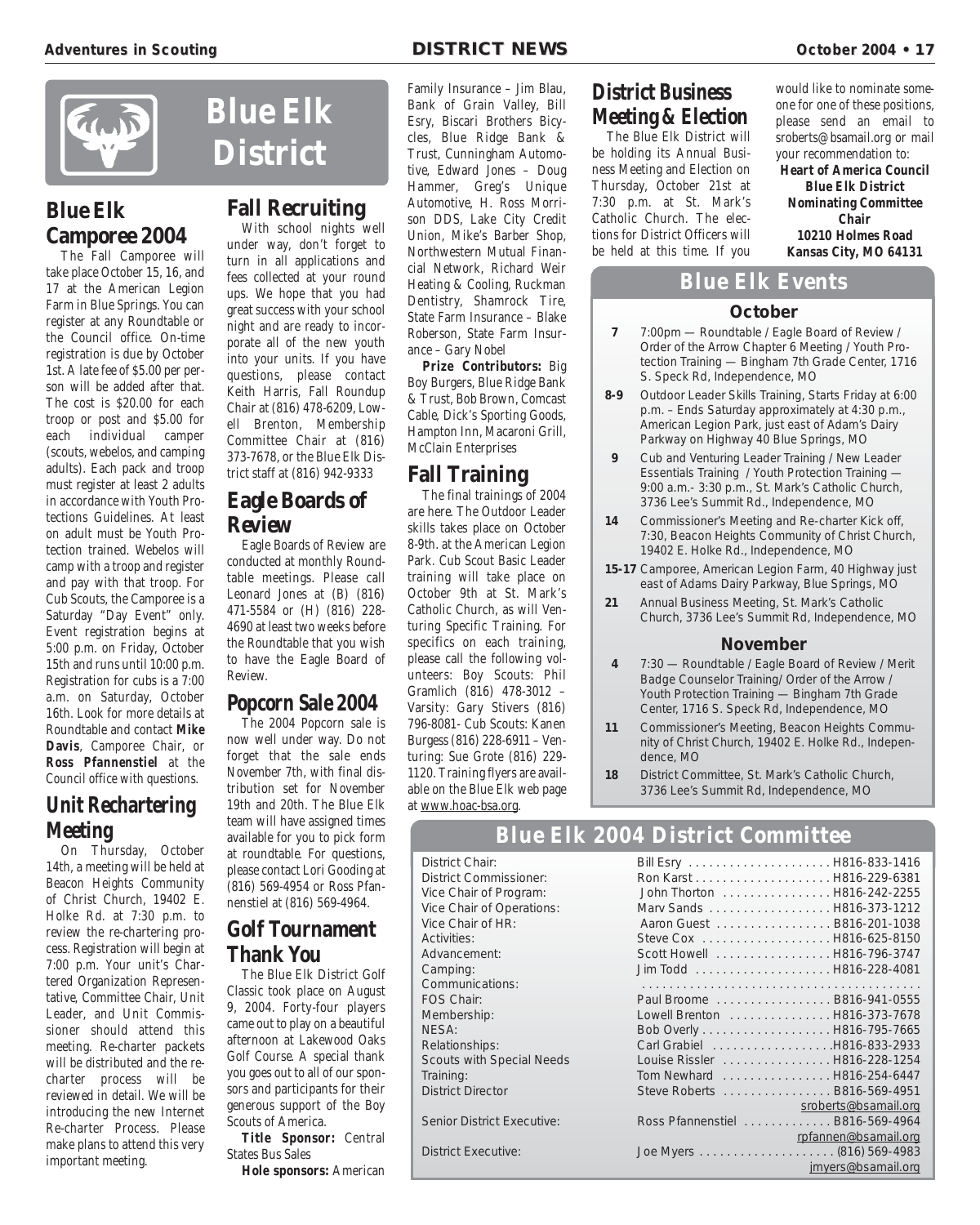# Blue Elk District

## Blue Elk Camporee 2004

The Fall Camporee will take place October 15, 16, and 17 at the American Legion Farm in Blue Springs. You can register at any Roundtable or the Council office. On-time registration is due by October 1st. A late fee of $5.00 per person will be added after that. The cost is $20.00 for each troop or post and $5.00 for each individual camper (scouts, webelos, and camping adults). Each pack and troop must register at least 2 adults in accordance with Youth Protections Guidelines. At least on adult must be Youth Protection trained. Webelos will camp with a troop and register and pay with that troop. For Cub Scouts, the Camporee is a Saturday "Day Event" only. Event registration begins at 5:00 p.m. on Friday, October 15th and runs until 10:00 p.m. Registration for cubs is a 7:00 a.m. on Saturday, October 16th. Look for more details at Roundtable and contact **Mike Davis**, Camporee Chair, or **Ross Pfannenstiel** at the Council office with questions.

## Unit Rechartering Meeting

On Thursday, October 14th, a meeting will be held at Beacon Heights Community of Christ Church, 19402 E. Holke Rd. at 7:30 p.m. to review the re-chartering process. Registration will begin at 7:00 p.m. Your unit's Chartered Organization Representative, Committee Chair, Unit Leader, and Unit Commissioner should attend this meeting. Re-charter packets will be distributed and the re-charter process will be reviewed in detail. We will be introducing the new Internet Re-charter Process. Please make plans to attend this very important meeting.

## Fall Recruiting

With school nights well under way, don't forget to turn in all applications and fees collected at your round ups. We hope that you had great success with your school night and are ready to incorporate all of the new youth into your units. If you have questions, please contact Keith Harris, Fall Roundup Chair at (816) 478-6209, Lowell Brenton, Membership Committee Chair at (816) 373-7678, or the Blue Elk District staff at (816) 942-9333

## Eagle Boards of Review

Eagle Boards of Review are conducted at monthly Roundtable meetings. Please call Leonard Jones at (B) (816) 471-5584 or (H) (816) 228-4690 at least two weeks before the Roundtable that you wish to have the Eagle Board of Review.

## Popcorn Sale 2004

The 2004 Popcorn sale is now well under way. Do not forget that the sale ends November 7th, with final distribution set for November 19th and 20th. The Blue Elk team will have assigned times available for you to pick form at roundtable. For questions, please contact Lori Gooding at (816) 569-4954 or Ross Pfannenstiel at (816) 569-4964.

## Golf Tournament Thank You

The Blue Elk District Golf Classic took place on August 9, 2004. Forty-four players came out to play on a beautiful afternoon at Lakewood Oaks Golf Course. A special thank you goes out to all of our sponsors and participants for their generous support of the Boy Scouts of America.

**Title Sponsor:** Central States Bus Sales

**Hole sponsors:** American Family Insurance – Jim Blau, Bank of Grain Valley, Bill Esry, Biscari Brothers Bicycles, Blue Ridge Bank & Trust, Cunningham Automotive, Edward Jones – Doug Hammer, Greg's Unique Automotive, H. Ross Morrison DDS, Lake City Credit Union, Mike's Barber Shop, Northwestern Mutual Financial Network, Richard Weir Heating & Cooling, Ruckman Dentistry, Shamrock Tire, State Farm Insurance – Blake Roberson, State Farm Insurance – Gary Nobel

**Prize Contributors:** Big Boy Burgers, Blue Ridge Bank & Trust, Bob Brown, Comcast Cable, Dick's Sporting Goods, Hampton Inn, Macaroni Grill, McClain Enterprises

## Fall Training

The final trainings of 2004 are here. The Outdoor Leader skills takes place on October 8-9th. at the American Legion Park. Cub Scout Basic Leader training will take place on October 9th at St. Mark's Catholic Church, as will Venturing Specific Training. For specifics on each training, please call the following volunteers: Boy Scouts: Phil Gramlich (816) 478-3012 – Varsity: Gary Stivers (816) 796-8081- Cub Scouts: Kanen Burgess (816) 228-6911 – Venturing: Sue Grote (816) 229-1120. Training flyers are available on the Blue Elk web page at www.hoac-bsa.org.

## District Business Meeting & Election

The Blue Elk District will be holding its Annual Business Meeting and Election on Thursday, October 21st at 7:30 p.m. at St. Mark's Catholic Church. The elections for District Officers will be held at this time. If you would like to nominate someone for one of these positions, please send an email to sroberts@bsamail.org or mail your recommendation to:

**Heart of America Council**
**Blue Elk District**
**Nominating Committee Chair**
**10210 Holmes Road**
**Kansas City, MO 64131**

## Blue Elk Events

### October

| | |
|---|---|
| **7** | 7:00pm — Roundtable / Eagle Board of Review / Order of the Arrow Chapter 6 Meeting / Youth Protection Training — Bingham 7th Grade Center, 1716 S. Speck Rd, Independence, MO |
| **8-9** | Outdoor Leader Skills Training, Starts Friday at 6:00 p.m. – Ends Saturday approximately at 4:30 p.m., American Legion Park, just east of Adam's Dairy Parkway on Highway 40 Blue Springs, MO |
| **9** | Cub and Venturing Leader Training / New Leader Essentials Training / Youth Protection Training — 9:00 a.m.- 3:30 p.m., St. Mark's Catholic Church, 3736 Lee's Summit Rd., Independence, MO |
| **14** | Commissioner's Meeting and Re-charter Kick off, 7:30, Beacon Heights Community of Christ Church, 19402 E. Holke Rd., Independence, MO |
| **15-17** | Camporee, American Legion Farm, 40 Highway just east of Adams Dairy Parkway, Blue Springs, MO |
| **21** | Annual Business Meeting, St. Mark's Catholic Church, 3736 Lee's Summit Rd, Independence, MO |

### November

| | |
|---|---|
| **4** | 7:30 — Roundtable / Eagle Board of Review / Merit Badge Counselor Training/ Order of the Arrow / Youth Protection Training — Bingham 7th Grade Center, 1716 S. Speck Rd, Independence, MO |
| **11** | Commissioner's Meeting, Beacon Heights Community of Christ Church, 19402 E. Holke Rd., Independence, MO |
| **18** | District Committee, St. Mark's Catholic Church, 3736 Lee's Summit Rd, Independence, MO |

## Blue Elk 2004 District Committee

| Position | Name | Phone |
|---|---|---|
| District Chair: | Bill Esry | H816-833-1416 |
| District Commissioner: | Ron Karst | H816-229-6381 |
| Vice Chair of Program: | John Thorton | H816-242-2255 |
| Vice Chair of Operations: | Marv Sands | H816-373-1212 |
| Vice Chair of HR: | Aaron Guest | B816-201-1038 |
| Activities: | Steve Cox | H816-625-8150 |
| Advancement: | Scott Howell | H816-796-3747 |
| Camping: | Jim Todd | H816-228-4081 |
| Communications: | | |
| FOS Chair: | Paul Broome | B816-941-0555 |
| Membership: | Lowell Brenton | H816-373-7678 |
| NESA: | Bob Overly | H816-795-7665 |
| Relationships: | Carl Grabiel | H816-833-2933 |
| Scouts with Special Needs | Louise Rissler | H816-228-1254 |
| Training: | Tom Newhard | H816-254-6447 |
| District Director | Steve Roberts | B816-569-4951 sroberts@bsamail.org |
| Senior District Executive: | Ross Pfannenstiel | B816-569-4964 rpfannen@bsamail.org |
| District Executive: | Joe Myers | (816) 569-4983 jmyers@bsamail.org |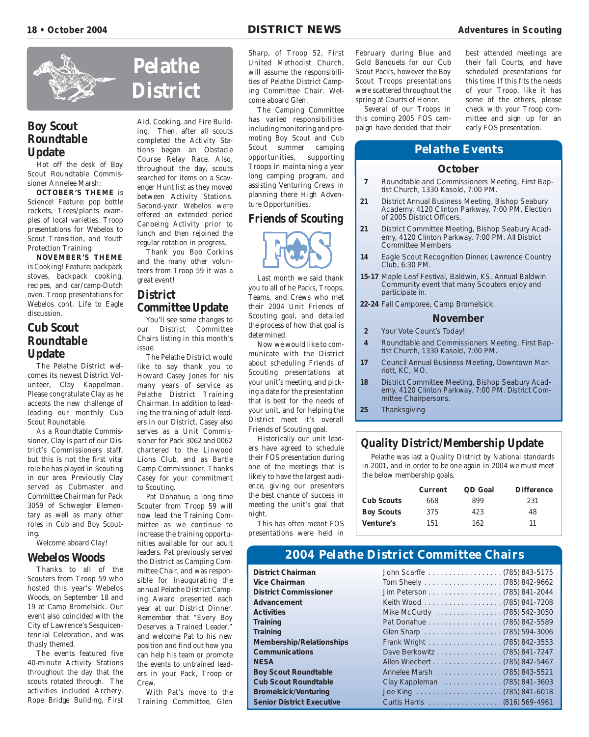# Pelathe District

## Boy Scout Roundtable Update

Hot off the desk of Boy Scout Roundtable Commissioner Annelee Marsh:

**OCTOBER'S THEME** is Science! Feature: pop bottle rockets, Trees/plants examples of local varieties. Troop presentations for Webelos to Scout Transition, and Youth Protection Training.

**NOVEMBER'S THEME** is Cooking! Feature: backpack stoves, backpack cooking, recipes, and car/camp-Dutch oven. Troop presentations for Webelos cont. Life to Eagle discussion.

## Cub Scout Roundtable Update

The Pelathe District welcomes its newest District Volunteer, Clay Kappelman. Please congratulate Clay as he accepts the new challenge of leading our monthly Cub Scout Roundtable.

As a Roundtable Commissioner, Clay is part of our District's Commissioners staff, but this is not the first vital role he has played in Scouting in our area. Previously Clay served as Cubmaster and Committee Chairman for Pack 3059 of Schwegler Elementary as well as many other roles in Cub and Boy Scouting.

Welcome aboard Clay!

## Webelos Woods

Thanks to all of the Scouters from Troop 59 who hosted this year's Webelos Woods, on September 18 and 19 at Camp Bromelsick. Our event also coincided with the City of Lawrence's Sesquicentennial Celebration, and was thusly themed.

The events featured five 40-minute Activity Stations throughout the day that the scouts rotated through. The activities included Archery, Rope Bridge Building, First Aid, Cooking, and Fire Building. Then, after all scouts completed the Activity Stations began an Obstacle Course Relay Race. Also, throughout the day, scouts searched for items on a Scavenger Hunt list as they moved between Activity Stations. Second-year Webelos were offered an extended period Canoeing Activity prior to lunch and then rejoined the regular rotation in progress.

Thank you Bob Corkins and the many other volunteers from Troop 59 it was a great event!

## District Committee Update

You'll see some changes to our District Committee Chairs listing in this month's issue.

The Pelathe District would like to say thank you to Howard Casey Jones for his many years of service as Pelathe District Training Chairman. In addition to leading the training of adult leaders in our District, Casey also serves as a Unit Commissioner for Pack 3062 and 0062 chartered to the Linwood Lions Club, and as Bartle Camp Commissioner. Thanks Casey for your commitment to Scouting.

Pat Donahue, a long time Scouter from Troop 59 will now lead the Training Committee as we continue to increase the training opportunities available for our adult leaders. Pat previously served the District as Camping Committee Chair, and was responsible for inaugurating the annual Pelathe District Camping Award presented each year at our District Dinner. Remember that "Every Boy Deserves a Trained Leader," and welcome Pat to his new position and find out how you can help his team or promote the events to untrained leaders in your Pack, Troop or Crew.

With Pat's move to the Training Committee, Glen Sharp, of Troop 52, First United Methodist Church, will assume the responsibilities of Pelathe District Camping Committee Chair. Welcome aboard Glen.

The Camping Committee has varied responsibilities including monitoring and promoting Boy Scout and Cub Scout summer camping opportunities, supporting Troops in maintaining a year long camping program, and assisting Venturing Crews in planning there High Adventure Opportunities.

## Friends of Scouting

FOS

Last month we said thank you to all of he Packs, Troops, Teams, and Crews who met their 2004 Unit Friends of Scouting goal, and detailed the process of how that goal is determined.

Now we would like to communicate with the District about scheduling Friends of Scouting presentations at your unit's meeting, and picking a date for the presentation that is best for the needs of your unit, and for helping the District meet it's overall Friends of Scouting goal.

Historically our unit leaders have agreed to schedule their FOS presentation during one of the meetings that is likely to have the largest audience, giving our presenters the best chance of success in meeting the unit's goal that night.

This has often meant FOS presentations were held in February during Blue and Gold Banquets for our Cub Scout Packs, however the Boy Scout Troops presentations were scattered throughout the spring at Courts of Honor.

Several of our Troops in this coming 2005 FOS campaign have decided that their best attended meetings are their fall Courts, and have scheduled presentations for this time. If this fits the needs of your Troop, like it has some of the others, please check with your Troop committee and sign up for an early FOS presentation.

## Pelathe Events

### October

**7** Roundtable and Commissioners Meeting, First Baptist Church, 1330 Kasold, 7:00 PM.

**21** District Annual Business Meeting, Bishop Seabury Academy, 4120 Clinton Parkway, 7:00 PM. Election of 2005 District Officers.

**21** District Committee Meeting, Bishop Seabury Academy, 4120 Clinton Parkway, 7:00 PM. All District Committee Members

**14** Eagle Scout Recognition Dinner, Lawrence Country Club, 6:30 PM.

**15-17** Maple Leaf Festival, Baldwin, KS. Annual Baldwin Community event that many Scouters enjoy and participate in.

**22-24** Fall Camporee, Camp Bromelsick.

### November

**2** Your Vote Count's Today!

**4** Roundtable and Commissioners Meeting, First Baptist Church, 1330 Kasold, 7:00 PM.

**17** Council Annual Business Meeting, Downtown Marriott, KC, MO.

**18** District Committee Meeting, Bishop Seabury Academy, 4120 Clinton Parkway, 7:00 PM. District Committee Chairpersons.

**25** Thanksgiving

## Quality District/Membership Update

Pelathe was last a Quality District by National standards in 2001, and in order to be one again in 2004 we must meet the below membership goals.

| | Current | QD Goal | Difference |
|---|---|---|---|
| Cub Scouts | 668 | 899 | 231 |
| Boy Scouts | 375 | 423 | 48 |
| Venture's | 151 | 162 | 11 |

## 2004 Pelathe District Committee Chairs

| | | |
|---|---|---|
| **District Chairman** | John Scarffe | (785) 843-5175 |
| **Vice Chairman** | Tom Sheely | (785) 842-9662 |
| **District Commissioner** | Jim Peterson | (785) 841-2044 |
| **Advancement** | Keith Wood | (785) 841-7208 |
| **Activities** | Mike McCurdy | (785) 542-3050 |
| **Training** | Pat Donahue | (785) 842-5589 |
| **Training** | Glen Sharp | (785) 594-3006 |
| **Membership/Relationships** | Frank Wright | (785) 842-3553 |
| **Communications** | Dave Berkowitz | (785) 841-7247 |
| **NESA** | Allen Wiechert | (785) 842-5467 |
| **Boy Scout Roundtable** | Annelee Marsh | (785) 843-5521 |
| **Cub Scout Roundtable** | Clay Kappleman | (785) 841-3603 |
| **Bromelsick/Venturing** | Joe King | (785) 841-6018 |
| **Senior District Executive** | Curtis Harris | (816) 569-4961 |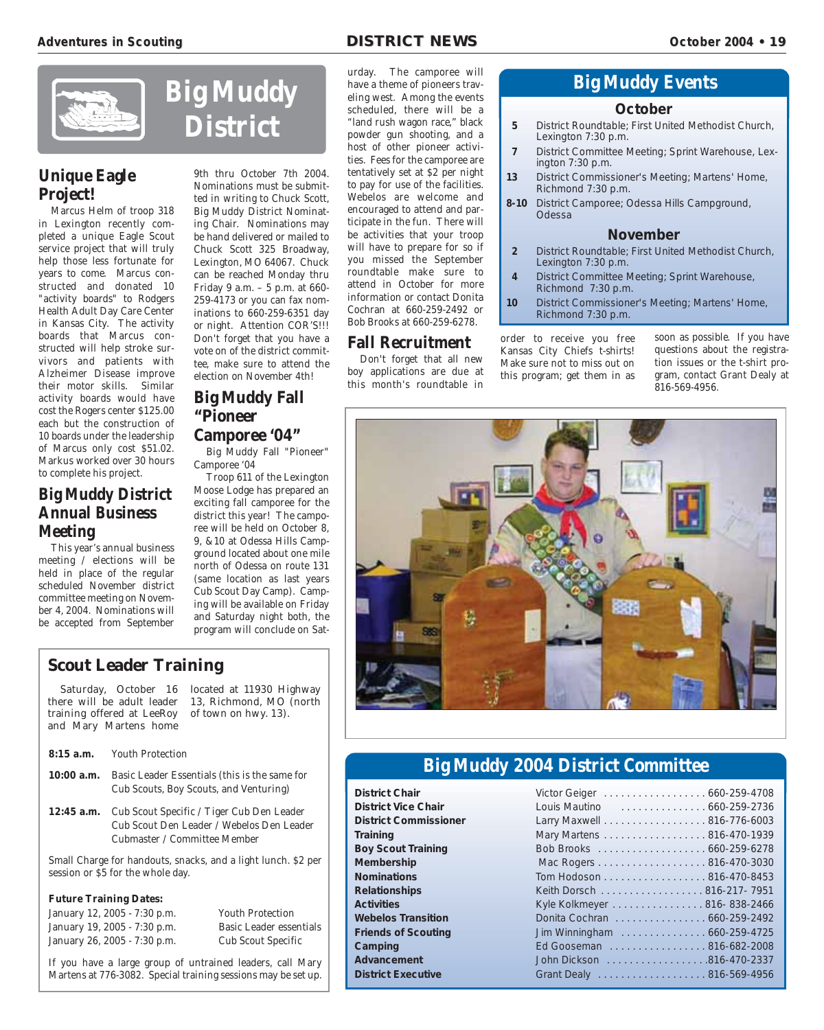# Big Muddy District

## Unique Eagle Project!

Marcus Helm of troop 318 in Lexington recently completed a unique Eagle Scout service project that will truly help those less fortunate for years to come. Marcus constructed and donated 10 "activity boards" to Rodgers Health Adult Day Care Center in Kansas City. The activity boards that Marcus constructed will help stroke survivors and patients with Alzheimer Disease improve their motor skills. Similar activity boards would have cost the Rogers center $125.00 each but the construction of 10 boards under the leadership of Marcus only cost $51.02. Markus worked over 30 hours to complete his project.

## Big Muddy District Annual Business Meeting

This year's annual business meeting / elections will be held in place of the regular scheduled November district committee meeting on November 4, 2004. Nominations will be accepted from September 9th thru October 7th 2004. Nominations must be submitted in writing to Chuck Scott, Big Muddy District Nominating Chair. Nominations may be hand delivered or mailed to Chuck Scott 325 Broadway, Lexington, MO 64067. Chuck can be reached Monday thru Friday 9 a.m. – 5 p.m. at 660-259-4173 or you can fax nominations to 660-259-6351 day or night. Attention COR'S!!! Don't forget that you have a vote on of the district committee, make sure to attend the election on November 4th!

## Big Muddy Fall "Pioneer Camporee '04"

Big Muddy Fall "Pioneer" Camporee '04

Troop 611 of the Lexington Moose Lodge has prepared an exciting fall camporee for the district this year! The camporee will be held on October 8, 9, & 10 at Odessa Hills Campground located about one mile north of Odessa on route 131 (same location as last years Cub Scout Day Camp). Camping will be available on Friday and Saturday night both, the program will conclude on Saturday. The camporee will have a theme of pioneers traveling west. Among the events scheduled, there will be a "land rush wagon race," black powder gun shooting, and a host of other pioneer activities. Fees for the camporee are tentatively set at $2 per night to pay for use of the facilities. Webelos are welcome and encouraged to attend and participate in the fun. There will be activities that your troop will have to prepare for so if you missed the September roundtable make sure to attend in October for more information or contact Donita Cochran at 660-259-2492 or Bob Brooks at 660-259-6278.

## Fall Recruitment

Don't forget that all new boy applications are due at this month's roundtable in order to receive you free Kansas City Chiefs t-shirts! Make sure not to miss out on this program; get them in as soon as possible. If you have questions about the registration issues or the t-shirt program, contact Grant Dealy at 816-569-4956.

## Big Muddy Events

### October

| | |
|---|---|
| 5 | District Roundtable; First United Methodist Church, Lexington 7:30 p.m. |
| 7 | District Committee Meeting; Sprint Warehouse, Lexington 7:30 p.m. |
| 13 | District Commissioner's Meeting; Martens' Home, Richmond 7:30 p.m. |
| 8-10 | District Camporee; Odessa Hills Campground, Odessa |

### November

| | |
|---|---|
| 2 | District Roundtable; First United Methodist Church, Lexington 7:30 p.m. |
| 4 | District Committee Meeting; Sprint Warehouse, Richmond 7:30 p.m. |
| 10 | District Commissioner's Meeting; Martens' Home, Richmond 7:30 p.m. |

## Scout Leader Training

Saturday, October 16 there will be adult leader training offered at LeeRoy and Mary Martens home located at 11930 Highway 13, Richmond, MO (north of town on hwy. 13).

**8:15 a.m.** Youth Protection

**10:00 a.m.** Basic Leader Essentials (this is the same for Cub Scouts, Boy Scouts, and Venturing)

**12:45 a.m.** Cub Scout Specific / Tiger Cub Den Leader  
Cub Scout Den Leader / Webelos Den Leader  
Cubmaster / Committee Member

Small Charge for handouts, snacks, and a light lunch. $2 per session or $5 for the whole day.

**Future Training Dates:**

| | |
|---|---|
| January 12, 2005 - 7:30 p.m. | Youth Protection |
| January 19, 2005 - 7:30 p.m. | Basic Leader essentials |
| January 26, 2005 - 7:30 p.m. | Cub Scout Specific |

If you have a large group of untrained leaders, call Mary Martens at 776-3082. Special training sessions may be set up.

## Big Muddy 2004 District Committee

| | | |
|---|---|---|
| **District Chair** | Victor Geiger | 660-259-4708 |
| **District Vice Chair** | Louis Mautino | 660-259-2736 |
| **District Commissioner** | Larry Maxwell | 816-776-6003 |
| **Training** | Mary Martens | 816-470-1939 |
| **Boy Scout Training** | Bob Brooks | 660-259-6278 |
| **Membership** | Mac Rogers | 816-470-3030 |
| **Nominations** | Tom Hodoson | 816-470-8453 |
| **Relationships** | Keith Dorsch | 816-217- 7951 |
| **Activities** | Kyle Kolkmeyer | 816- 838-2466 |
| **Webelos Transition** | Donita Cochran | 660-259-2492 |
| **Friends of Scouting** | Jim Winningham | 660-259-4725 |
| **Camping** | Ed Gooseman | 816-682-2008 |
| **Advancement** | John Dickson | 816-470-2337 |
| **District Executive** | Grant Dealy | 816-569-4956 |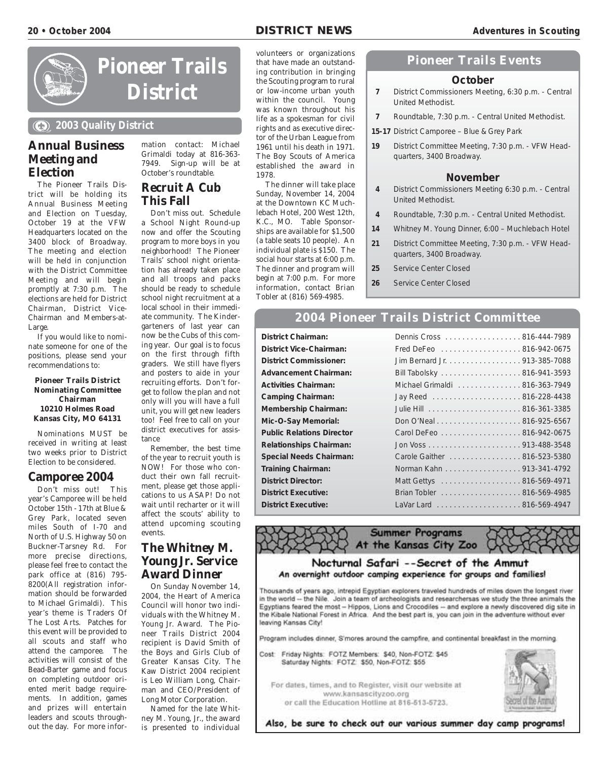# Pioneer Trails District

**2003 Quality District**

## Annual Business Meeting and Election

The Pioneer Trails District will be holding its Annual Business Meeting and Election on Tuesday, October 19 at the VFW Headquarters located on the 3400 block of Broadway. The meeting and election will be held in conjunction with the District Committee Meeting and will begin promptly at 7:30 p.m. The elections are held for District Chairman, District Vice-Chairman and Members-at-Large.

If you would like to nominate someone for one of the positions, please send your recommendations to:

**Pioneer Trails District Nominating Committee Chairman**
**10210 Holmes Road**
**Kansas City, MO 64131**

Nominations MUST be received in writing at least two weeks prior to District Election to be considered.

## Camporee 2004

Don't miss out! This year's Camporee will be held October 15th - 17th at Blue & Grey Park, located seven miles South of I-70 and North of U.S. Highway 50 on Buckner-Tarsney Rd. For more precise directions, please feel free to contact the park office at (816) 795-8200(All registration information should be forwarded to Michael Grimaldi). This year's theme is Traders Of The Lost Arts. Patches for this event will be provided to all scouts and staff who attend the camporee. The activities will consist of the Bead-Barter game and focus on completing outdoor oriented merit badge requirements. In addition, games and prizes will entertain leaders and scouts throughout the day. For more information contact: Michael Grimaldi today at 816-363-7949. Sign-up will be at October's roundtable.

## Recruit A Cub This Fall

Don't miss out. Schedule a School Night Round-up now and offer the Scouting program to more boys in you neighborhood! The Pioneer Trails' school night orientation has already taken place and all troops and packs should be ready to schedule school night recruitment at a local school in their immediate community. The Kindergarteners of last year can now be the Cubs of this coming year. Our goal is to focus on the first through fifth graders. We still have flyers and posters to aide in your recruiting efforts. Don't forget to follow the plan and not only will you will have a full unit, you will get new leaders too! Feel free to call on your district executives for assistance

Remember, the best time of the year to recruit youth is NOW! For those who conduct their own fall recruitment, please get those applications to us ASAP! Do not wait until recharter or it will affect the scouts' ability to attend upcoming scouting events.

## The Whitney M. Young Jr. Service Award Dinner

On Sunday November 14, 2004, the Heart of America Council will honor two individuals with the Whitney M. Young Jr. Award. The Pioneer Trails District 2004 recipient is David Smith of the Boys and Girls Club of Greater Kansas City. The Kaw District 2004 recipient is Leo William Long, Chairman and CEO/President of Long Motor Corporation.

Named for the late Whitney M. Young, Jr., the award is presented to individual volunteers or organizations that have made an outstanding contribution in bringing the Scouting program to rural or low-income urban youth within the council. Young was known throughout his life as a spokesman for civil rights and as executive director of the Urban League from 1961 until his death in 1971. The Boy Scouts of America established the award in 1978.

The dinner will take place Sunday, November 14, 2004 at the Downtown KC Muchlebach Hotel, 200 West 12th, K.C., MO. Table Sponsorships are available for $1,500 (a table seats 10 people). An individual plate is $150. The social hour starts at 6:00 p.m. The dinner and program will begin at 7:00 p.m. For more information, contact Brian Tobler at (816) 569-4985.

## Pioneer Trails Events

### October

| | |
|---|---|
| **7** | District Commissioners Meeting, 6:30 p.m. - Central United Methodist. |
| **7** | Roundtable, 7:30 p.m. - Central United Methodist. |
| **15-17** | District Camporee – Blue & Grey Park |
| **19** | District Committee Meeting, 7:30 p.m. - VFW Headquarters, 3400 Broadway. |

### November

| | |
|---|---|
| **4** | District Commissioners Meeting 6:30 p.m. - Central United Methodist. |
| **4** | Roundtable, 7:30 p.m. - Central United Methodist. |
| **14** | Whitney M. Young Dinner, 6:00 – Muchlebach Hotel |
| **21** | District Committee Meeting, 7:30 p.m. - VFW Headquarters, 3400 Broadway. |
| **25** | Service Center Closed |
| **26** | Service Center Closed |

## 2004 Pioneer Trails District Committee

| | |
|---|---|
| **District Chairman:** | Dennis Cross . . . . . 816-444-7989 |
| **District Vice-Chairman:** | Fred DeFeo . . . . . 816-942-0675 |
| **District Commissioner:** | Jim Bernard Jr. . . . . . 913-385-7088 |
| **Advancement Chairman:** | Bill Tabolsky . . . . . 816-941-3593 |
| **Activities Chairman:** | Michael Grimaldi . . . . . 816-363-7949 |
| **Camping Chairman:** | Jay Reed . . . . . 816-228-4438 |
| **Membership Chairman:** | Julie Hill . . . . . 816-361-3385 |
| **Mic-O-Say Memorial:** | Don O'Neal . . . . . 816-925-6567 |
| **Public Relations Director** | Carol DeFeo . . . . . 816-942-0675 |
| **Relationships Chairman:** | Jon Voss . . . . . 913-488-3548 |
| **Special Needs Chairman:** | Carole Gaither . . . . . 816-523-5380 |
| **Training Chairman:** | Norman Kahn . . . . . 913-341-4792 |
| **District Director:** | Matt Gettys . . . . . 816-569-4971 |
| **District Executive:** | Brian Tobler . . . . . 816-569-4985 |
| **District Executive:** | LaVar Lard . . . . . 816-569-4947 |

## Summer Programs At the Kansas City Zoo

### Nocturnal Safari --Secret of the Ammut

**An overnight outdoor camping experience for groups and families!**

Thousands of years ago, intrepid Egyptian explorers traveled hundreds of miles down the longest river in the world -- the Nile. Join a team of archeologists and researchersas we study the three animals the Egyptians feared the most -- Hippos, Lions and Crocodiles -- and explore a newly discovered dig site in the Kibale National Forest in Africa. And the best part is, you can join in the adventure without ever leaving Kansas City!

Program includes dinner, S'mores around the campfire, and continental breakfast in the morning.

Cost: Friday Nights: FOTZ Members: $40, Non-FOTZ: $45
Saturday Nights: FOTZ: $50, Non-FOTZ: $55

For dates, times, and to Register, visit our website at www.kansascityzoo.org or call the Education Hotline at 816-513-5723.

**Also, be sure to check out our various summer day camp programs!**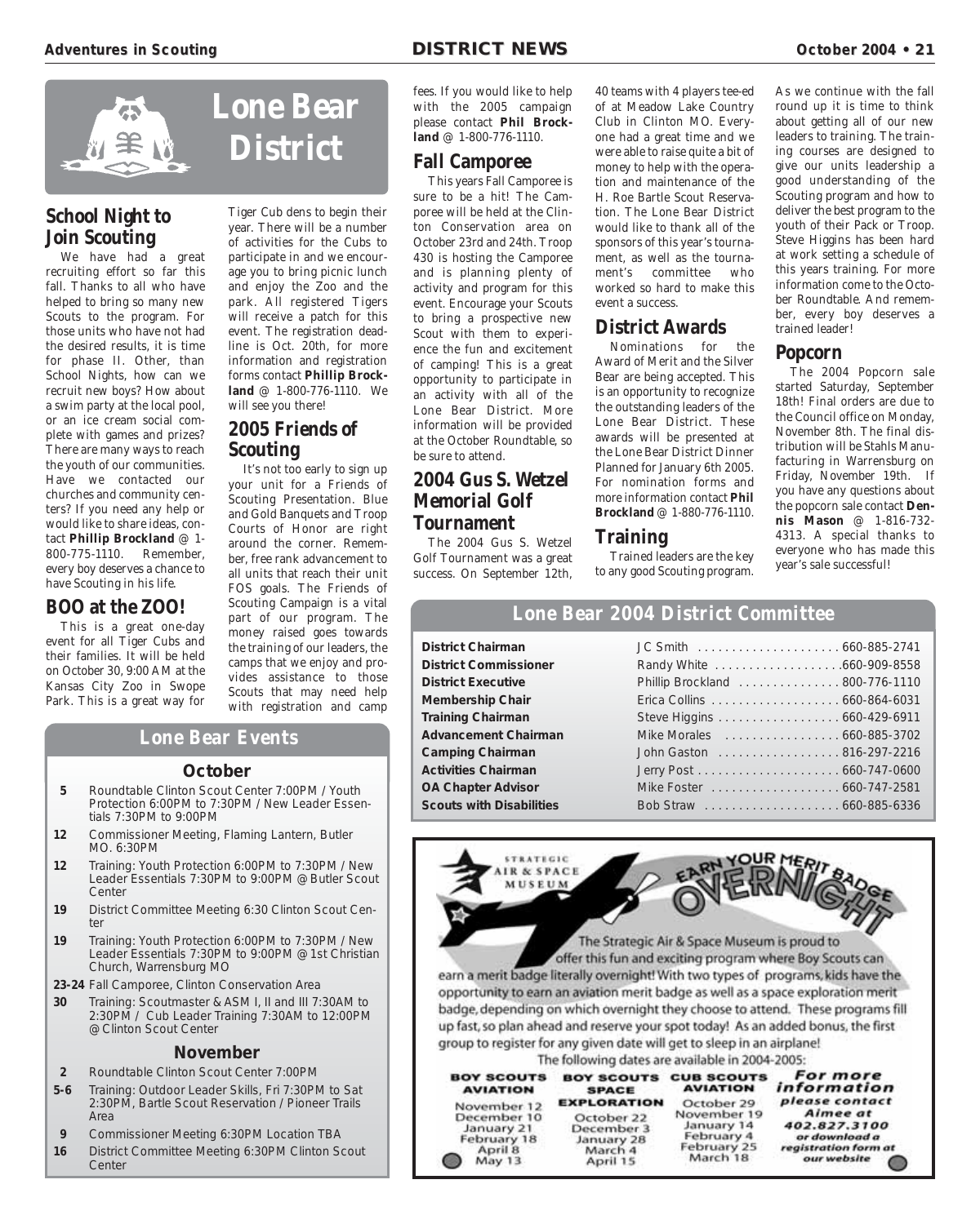# Lone Bear District

## School Night to Join Scouting

We have had a great recruiting effort so far this fall. Thanks to all who have helped to bring so many new Scouts to the program. For those units who have not had the desired results, it is time for phase II. Other, than School Nights, how can we recruit new boys? How about a swim party at the local pool, or an ice cream social complete with games and prizes? There are many ways to reach the youth of our communities. Have we contacted our churches and community centers? If you need any help or would like to share ideas, contact **Phillip Brockland** @ 1-800-775-1110. Remember, every boy deserves a chance to have Scouting in his life.

## BOO at the ZOO!

This is a great one-day event for all Tiger Cubs and their families. It will be held on October 30, 9:00 AM at the Kansas City Zoo in Swope Park. This is a great way for Tiger Cub dens to begin their year. There will be a number of activities for the Cubs to participate in and we encourage you to bring picnic lunch and enjoy the Zoo and the park. All registered Tigers will receive a patch for this event. The registration deadline is Oct. 20th, for more information and registration forms contact **Phillip Brockland** @ 1-800-776-1110. We will see you there!

## 2005 Friends of Scouting

It's not too early to sign up your unit for a Friends of Scouting Presentation. Blue and Gold Banquets and Troop Courts of Honor are right around the corner. Remember, free rank advancement to all units that reach their unit FOS goals. The Friends of Scouting Campaign is a vital part of our program. The money raised goes towards the training of our leaders, the camps that we enjoy and provides assistance to those Scouts that may need help with registration and camp fees. If you would like to help with the 2005 campaign please contact **Phil Brockland** @ 1-800-776-1110.

## Fall Camporee

This years Fall Camporee is sure to be a hit! The Camporee will be held at the Clinton Conservation area on October 23rd and 24th. Troop 430 is hosting the Camporee and is planning plenty of activity and program for this event. Encourage your Scouts to bring a prospective new Scout with them to experience the fun and excitement of camping! This is a great opportunity to participate in an activity with all of the Lone Bear District. More information will be provided at the October Roundtable, so be sure to attend.

## 2004 Gus S. Wetzel Memorial Golf Tournament

The 2004 Gus S. Wetzel Golf Tournament was a great success. On September 12th, 40 teams with 4 players tee-ed of at Meadow Lake Country Club in Clinton MO. Everyone had a great time and we were able to raise quite a bit of money to help with the operation and maintenance of the H. Roe Bartle Scout Reservation. The Lone Bear District would like to thank all of the sponsors of this year's tournament, as well as the tournament's committee who worked so hard to make this event a success.

## District Awards

Nominations for the Award of Merit and the Silver Bear are being accepted. This is an opportunity to recognize the outstanding leaders of the Lone Bear District. These awards will be presented at the Lone Bear District Dinner Planned for January 6th 2005. For nomination forms and more information contact **Phil Brockland** @ 1-880-776-1110.

## Training

Trained leaders are the key to any good Scouting program. As we continue with the fall round up it is time to think about getting all of our new leaders to training. The training courses are designed to give our units leadership a good understanding of the Scouting program and how to deliver the best program to the youth of their Pack or Troop. Steve Higgins has been hard at work setting a schedule of this years training. For more information come to the October Roundtable. And remember, every boy deserves a trained leader!

## Popcorn

The 2004 Popcorn sale started Saturday, September 18th! Final orders are due to the Council office on Monday, November 8th. The final distribution will be Stahls Manufacturing in Warrensburg on Friday, November 19th. If you have any questions about the popcorn sale contact **Dennis Mason** @ 1-816-732-4313. A special thanks to everyone who has made this year's sale successful!

## Lone Bear Events

### October

- **5** Roundtable Clinton Scout Center 7:00PM / Youth Protection 6:00PM to 7:30PM / New Leader Essentials 7:30PM to 9:00PM
- **12** Commissioner Meeting, Flaming Lantern, Butler MO. 6:30PM
- **12** Training: Youth Protection 6:00PM to 7:30PM / New Leader Essentials 7:30PM to 9:00PM @ Butler Scout Center
- **19** District Committee Meeting 6:30 Clinton Scout Center
- **19** Training: Youth Protection 6:00PM to 7:30PM / New Leader Essentials 7:30PM to 9:00PM @ 1st Christian Church, Warrensburg MO
- **23-24** Fall Camporee, Clinton Conservation Area
- **30** Training: Scoutmaster & ASM I, II and III 7:30AM to 2:30PM / Cub Leader Training 7:30AM to 12:00PM @ Clinton Scout Center

### November

- **2** Roundtable Clinton Scout Center 7:00PM
- **5-6** Training: Outdoor Leader Skills, Fri 7:30PM to Sat 2:30PM, Bartle Scout Reservation / Pioneer Trails Area
- **9** Commissioner Meeting 6:30PM Location TBA
- **16** District Committee Meeting 6:30PM Clinton Scout Center

## Lone Bear 2004 District Committee

| Position | Name | Phone |
|---|---|---|
| District Chairman | JC Smith | 660-885-2741 |
| District Commissioner | Randy White | 660-909-8558 |
| District Executive | Phillip Brockland | 800-776-1110 |
| Membership Chair | Erica Collins | 660-864-6031 |
| Training Chairman | Steve Higgins | 660-429-6911 |
| Advancement Chairman | Mike Morales | 660-885-3702 |
| Camping Chairman | John Gaston | 816-297-2216 |
| Activities Chairman | Jerry Post | 660-747-0600 |
| OA Chapter Advisor | Mike Foster | 660-747-2581 |
| Scouts with Disabilities | Bob Straw | 660-885-6336 |

## Strategic Air & Space Museum — Earn Your Merit Badge Overnight

The Strategic Air & Space Museum is proud to offer this fun and exciting program where Boy Scouts can earn a merit badge literally overnight! With two types of programs, kids have the opportunity to earn an aviation merit badge as well as a space exploration merit badge, depending on which overnight they choose to attend. These programs fill up fast, so plan ahead and reserve your spot today! As an added bonus, the first group to register for any given date will get to sleep in an airplane!

The following dates are available in 2004-2005:

| Boy Scouts Aviation | Boy Scouts Space Exploration | Cub Scouts Aviation |
|---|---|---|
| November 12 | October 22 | October 29 |
| December 10 | December 3 | November 19 |
| January 21 | January 28 | January 14 |
| February 18 | March 4 | February 4 |
| April 8 | April 15 | February 25 |
| May 13 | | March 18 |

**For more information** please contact Aimee at 402.827.3100 or download a registration form at our website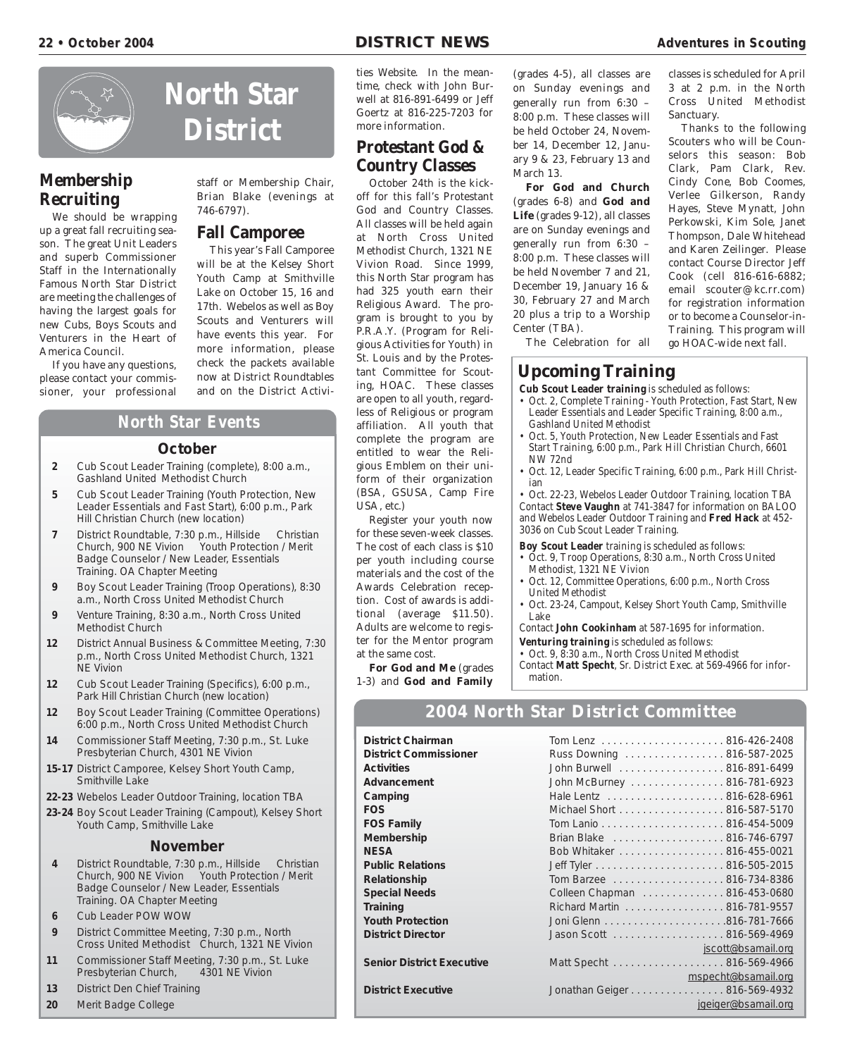# North Star District

## Membership Recruiting

We should be wrapping up a great fall recruiting season. The great Unit Leaders and superb Commissioner Staff in the Internationally Famous North Star District are meeting the challenges of having the largest goals for new Cubs, Boys Scouts and Venturers in the Heart of America Council.

If you have any questions, please contact your commissioner, your professional staff or Membership Chair, Brian Blake (evenings at 746-6797).

## Fall Camporee

This year's Fall Camporee will be at the Kelsey Short Youth Camp at Smithville Lake on October 15, 16 and 17th. Webelos as well as Boy Scouts and Venturers will have events this year. For more information, please check the packets available now at District Roundtables and on the District Activities Website. In the meantime, check with John Burwell at 816-891-6499 or Jeff Goertz at 816-225-7203 for more information.

## Protestant God & Country Classes

October 24th is the kickoff for this fall's Protestant God and Country Classes. All classes will be held again at North Cross United Methodist Church, 1321 NE Vivion Road. Since 1999, this North Star program has had 325 youth earn their Religious Award. The program is brought to you by P.R.A.Y. (Program for Religious Activities for Youth) in St. Louis and by the Protestant Committee for Scouting, HOAC. These classes are open to all youth, regardless of Religious or program affiliation. All youth that complete the program are entitled to wear the Religious Emblem on their uniform of their organization (BSA, GSUSA, Camp Fire USA, etc.)

Register your youth now for these seven-week classes. The cost of each class is $10 per youth including course materials and the cost of the Awards Celebration reception. Cost of awards is additional (average $11.50). Adults are welcome to register for the Mentor program at the same cost.

**For God and Me** (grades 1-3) and **God and Family** (grades 4-5), all classes are on Sunday evenings and generally run from 6:30 – 8:00 p.m. These classes will be held October 24, November 14, December 12, January 9 & 23, February 13 and March 13.

**For God and Church** (grades 6-8) and **God and Life** (grades 9-12), all classes are on Sunday evenings and generally run from 6:30 – 8:00 p.m. These classes will be held November 7 and 21, December 19, January 16 & 30, February 27 and March 20 plus a trip to a Worship Center (TBA).

The Celebration for all classes is scheduled for April 3 at 2 p.m. in the North Cross United Methodist Sanctuary.

Thanks to the following Scouters who will be Counselors this season: Bob Clark, Pam Clark, Rev. Cindy Cone, Bob Coomes, Verlee Gilkerson, Randy Hayes, Steve Mynatt, John Perkowski, Kim Sole, Janet Thompson, Dale Whitehead and Karen Zeilinger. Please contact Course Director Jeff Cook (cell 816-616-6882; email scouter@kc.rr.com) for registration information or to become a Counselor-in-Training. This program will go HOAC-wide next fall.

## North Star Events

### October

- **2** Cub Scout Leader Training (complete), 8:00 a.m., Gashland United Methodist Church
- **5** Cub Scout Leader Training (Youth Protection, New Leader Essentials and Fast Start), 6:00 p.m., Park Hill Christian Church (new location)
- **7** District Roundtable, 7:30 p.m., Hillside Christian Church, 900 NE Vivion Youth Protection / Merit Badge Counselor / New Leader, Essentials Training. OA Chapter Meeting
- **9** Boy Scout Leader Training (Troop Operations), 8:30 a.m., North Cross United Methodist Church
- **9** Venture Training, 8:30 a.m., North Cross United Methodist Church
- **12** District Annual Business & Committee Meeting, 7:30 p.m., North Cross United Methodist Church, 1321 NE Vivion
- **12** Cub Scout Leader Training (Specifics), 6:00 p.m., Park Hill Christian Church (new location)
- **12** Boy Scout Leader Training (Committee Operations) 6:00 p.m., North Cross United Methodist Church
- **14** Commissioner Staff Meeting, 7:30 p.m., St. Luke Presbyterian Church, 4301 NE Vivion
- **15-17** District Camporee, Kelsey Short Youth Camp, Smithville Lake
- **22-23** Webelos Leader Outdoor Training, location TBA
- **23-24** Boy Scout Leader Training (Campout), Kelsey Short Youth Camp, Smithville Lake

### November

- **4** District Roundtable, 7:30 p.m., Hillside Christian Church, 900 NE Vivion Youth Protection / Merit Badge Counselor / New Leader, Essentials Training. OA Chapter Meeting
- **6** Cub Leader POW WOW
- **9** District Committee Meeting, 7:30 p.m., North Cross United Methodist Church, 1321 NE Vivion
- **11** Commissioner Staff Meeting, 7:30 p.m., St. Luke Presbyterian Church, 4301 NE Vivion
- **13** District Den Chief Training
- **20** Merit Badge College

## Upcoming Training

**Cub Scout Leader training** is scheduled as follows:

- Oct. 2, Complete Training - Youth Protection, Fast Start, New Leader Essentials and Leader Specific Training, 8:00 a.m., Gashland United Methodist
- Oct. 5, Youth Protection, New Leader Essentials and Fast Start Training, 6:00 p.m., Park Hill Christian Church, 6601 NW 72nd
- Oct. 12, Leader Specific Training, 6:00 p.m., Park Hill Christian
- Oct. 22-23, Webelos Leader Outdoor Training, location TBA

Contact **Steve Vaughn** at 741-3847 for information on BALOO and Webelos Leader Outdoor Training and **Fred Hack** at 452-3036 on Cub Scout Leader Training.

**Boy Scout Leader** training is scheduled as follows:

- Oct. 9, Troop Operations, 8:30 a.m., North Cross United Methodist, 1321 NE Vivion
- Oct. 12, Committee Operations, 6:00 p.m., North Cross United Methodist
- Oct. 23-24, Campout, Kelsey Short Youth Camp, Smithville Lake

Contact **John Cookinham** at 587-1695 for information.

**Venturing training** is scheduled as follows:

- Oct. 9, 8:30 a.m., North Cross United Methodist

Contact **Matt Specht**, Sr. District Exec. at 569-4966 for information.

## 2004 North Star District Committee

| Position | Name | Phone |
|---|---|---|
| **District Chairman** | Tom Lenz | 816-426-2408 |
| **District Commissioner** | Russ Downing | 816-587-2025 |
| **Activities** | John Burwell | 816-891-6499 |
| **Advancement** | John McBurney | 816-781-6923 |
| **Camping** | Hale Lentz | 816-628-6961 |
| **FOS** | Michael Short | 816-587-5170 |
| **FOS Family** | Tom Lanio | 816-454-5009 |
| **Membership** | Brian Blake | 816-746-6797 |
| **NESA** | Bob Whitaker | 816-455-0021 |
| **Public Relations** | Jeff Tyler | 816-505-2015 |
| **Relationship** | Tom Barzee | 816-734-8386 |
| **Special Needs** | Colleen Chapman | 816-453-0680 |
| **Training** | Richard Martin | 816-781-9557 |
| **Youth Protection** | Joni Glenn | 816-781-7666 |
| **District Director** | Jason Scott | 816-569-4969 jscott@bsamail.org |
| **Senior District Executive** | Matt Specht | 816-569-4966 mspecht@bsamail.org |
| **District Executive** | Jonathan Geiger | 816-569-4932 jgeiger@bsamail.org |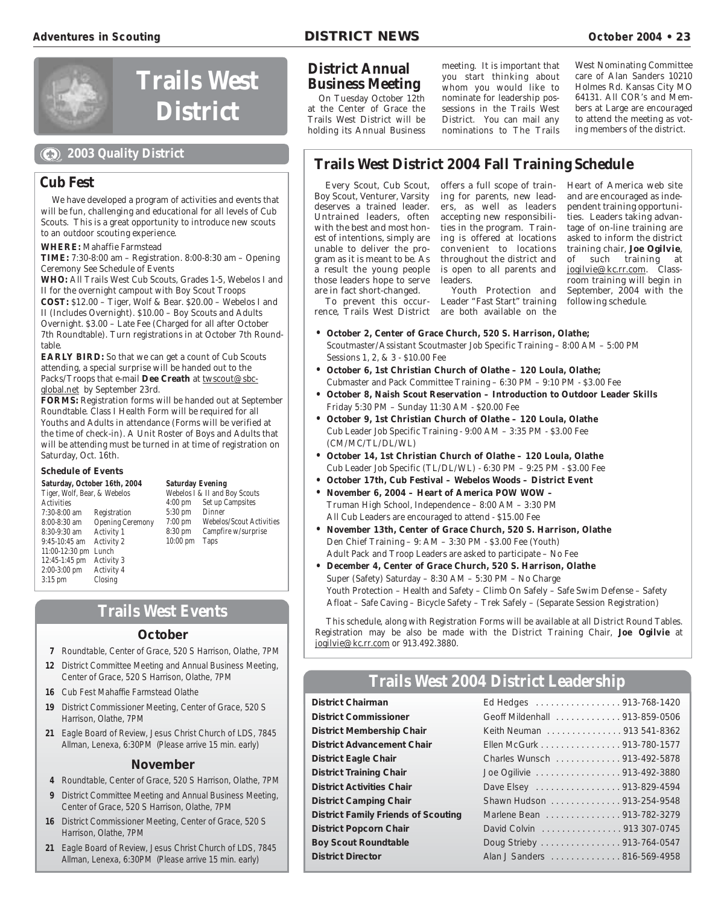# Trails West District

## 2003 Quality District

### Cub Fest

We have developed a program of activities and events that will be fun, challenging and educational for all levels of Cub Scouts. This is a great opportunity to introduce new scouts to an outdoor scouting experience.

**WHERE:** Mahaffie Farmstead

**TIME:** 7:30-8:00 am – Registration. 8:00-8:30 am – Opening Ceremony See Schedule of Events

**WHO:** All Trails West Cub Scouts, Grades 1-5, Webelos I and II for the overnight campout with Boy Scout Troops

**COST:** $12.00 – Tiger, Wolf & Bear. $20.00 – Webelos I and II (Includes Overnight). $10.00 – Boy Scouts and Adults Overnight. $3.00 – Late Fee (Charged for all after October 7th Roundtable). Turn registrations in at October 7th Roundtable.

**EARLY BIRD:** So that we can get a count of Cub Scouts attending, a special surprise will be handed out to the Packs/Troops that e-mail **Dee Creath** at twscout@sbc-global.net by September 23rd.

**FORMS:** Registration forms will be handed out at September Roundtable. Class I Health Form will be required for all Youths and Adults in attendance (Forms will be verified at the time of check-in). A Unit Roster of Boys and Adults that will be attending must be turned in at time of registration on Saturday, Oct. 16th.

#### Schedule of Events

**Saturday, October 16th, 2004**
Tiger, Wolf, Bear, & Webelos Activities

| Time | Event |
|---|---|
| 7:30-8:00 am | Registration |
| 8:00-8:30 am | Opening Ceremony |
| 8:30-9:30 am | Activity 1 |
| 9:45-10:45 am | Activity 2 |
| 11:00-12:30 pm | Lunch |
| 12:45-1:45 pm | Activity 3 |
| 2:00-3:00 pm | Activity 4 |
| 3:15 pm | Closing |

**Saturday Evening**
Webelos I & II and Boy Scouts

| Time | Event |
|---|---|
| 4:00 pm | Set up Campsites |
| 5:30 pm | Dinner |
| 7:00 pm | Webelos/Scout Activities |
| 8:30 pm | Campfire w/surprise |
| 10:00 pm | Taps |

## Trails West Events

### October

- **7** Roundtable, Center of Grace, 520 S Harrison, Olathe, 7PM
- **12** District Committee Meeting and Annual Business Meeting, Center of Grace, 520 S Harrison, Olathe, 7PM
- **16** Cub Fest Mahaffie Farmstead Olathe
- **19** District Commissioner Meeting, Center of Grace, 520 S Harrison, Olathe, 7PM
- **21** Eagle Board of Review, Jesus Christ Church of LDS, 7845 Allman, Lenexa, 6:30PM (Please arrive 15 min. early)

### November

- **4** Roundtable, Center of Grace, 520 S Harrison, Olathe, 7PM
- **9** District Committee Meeting and Annual Business Meeting, Center of Grace, 520 S Harrison, Olathe, 7PM
- **16** District Commissioner Meeting, Center of Grace, 520 S Harrison, Olathe, 7PM
- **21** Eagle Board of Review, Jesus Christ Church of LDS, 7845 Allman, Lenexa, 6:30PM (Please arrive 15 min. early)

## District Annual Business Meeting

On Tuesday October 12th at the Center of Grace the Trails West District will be holding its Annual Business meeting. It is important that you start thinking about whom you would like to nominate for leadership possessions in the Trails West District. You can mail any nominations to The Trails West Nominating Committee care of Alan Sanders 10210 Holmes Rd. Kansas City MO 64131. All COR's and Members at Large are encouraged to attend the meeting as voting members of the district.

## Trails West District 2004 Fall Training Schedule

Every Scout, Cub Scout, Boy Scout, Venturer, Varsity deserves a trained leader. Untrained leaders, often with the best and most honest of intentions, simply are unable to deliver the program as it is meant to be. As a result the young people those leaders hope to serve are in fact short-changed.

To prevent this occurrence, Trails West District offers a full scope of training for parents, new leaders, as well as leaders accepting new responsibilities in the program. Training is offered at locations convenient to locations throughout the district and is open to all parents and leaders.

Youth Protection and Leader "Fast Start" training are both available on the Heart of America web site and are encouraged as independent training opportunities. Leaders taking advantage of on-line training are asked to inform the district training chair, **Joe Ogilvie**, of such training at jogilvie@kc.rr.com. Classroom training will begin in September, 2004 with the following schedule.

- **October 2, Center of Grace Church, 520 S. Harrison, Olathe;**
  Scoutmaster/Assistant Scoutmaster Job Specific Training – 8:00 AM – 5:00 PM
  Sessions 1, 2, & 3 - $10.00 Fee
- **October 6, 1st Christian Church of Olathe – 120 Loula, Olathe;**
  Cubmaster and Pack Committee Training – 6:30 PM – 9:10 PM - $3.00 Fee
- **October 8, Naish Scout Reservation – Introduction to Outdoor Leader Skills**
  Friday 5:30 PM – Sunday 11:30 AM - $20.00 Fee
- **October 9, 1st Christian Church of Olathe – 120 Loula, Olathe**
  Cub Leader Job Specific Training - 9:00 AM – 3:35 PM - $3.00 Fee
  (CM/MC/TL/DL/WL)
- **October 14, 1st Christian Church of Olathe – 120 Loula, Olathe**
  Cub Leader Job Specific (TL/DL/WL) - 6:30 PM – 9:25 PM - $3.00 Fee
- **October 17th, Cub Festival – Webelos Woods – District Event**
- **November 6, 2004 – Heart of America POW WOW –**
  Truman High School, Independence – 8:00 AM – 3:30 PM
  All Cub Leaders are encouraged to attend - $15.00 Fee
- **November 13th, Center of Grace Church, 520 S. Harrison, Olathe**
  Den Chief Training – 9: AM – 3:30 PM - $3.00 Fee (Youth)
  Adult Pack and Troop Leaders are asked to participate – No Fee
- **December 4, Center of Grace Church, 520 S. Harrison, Olathe**
  Super (Safety) Saturday – 8:30 AM – 5:30 PM – No Charge
  Youth Protection – Health and Safety – Climb On Safely – Safe Swim Defense – Safety Afloat – Safe Caving – Bicycle Safety – Trek Safely – (Separate Session Registration)

This schedule, along with Registration Forms will be available at all District Round Tables. Registration may be also be made with the District Training Chair, **Joe Ogilvie** at jogilvie@kc.rr.com or 913.492.3880.

## Trails West 2004 District Leadership

| Position | Name | Phone |
|---|---|---|
| **District Chairman** | Ed Hedges | 913-768-1420 |
| **District Commissioner** | Geoff Mildenhall | 913-859-0506 |
| **District Membership Chair** | Keith Neuman | 913 541-8362 |
| **District Advancement Chair** | Ellen McGurk | 913-780-1577 |
| **District Eagle Chair** | Charles Wunsch | 913-492-5878 |
| **District Training Chair** | Joe Ogilivie | 913-492-3880 |
| **District Activities Chair** | Dave Elsey | 913-829-4594 |
| **District Camping Chair** | Shawn Hudson | 913-254-9548 |
| **District Family Friends of Scouting** | Marlene Bean | 913-782-3279 |
| **District Popcorn Chair** | David Colvin | 913 307-0745 |
| **Boy Scout Roundtable** | Doug Strieby | 913-764-0547 |
| **District Director** | Alan J Sanders | 816-569-4958 |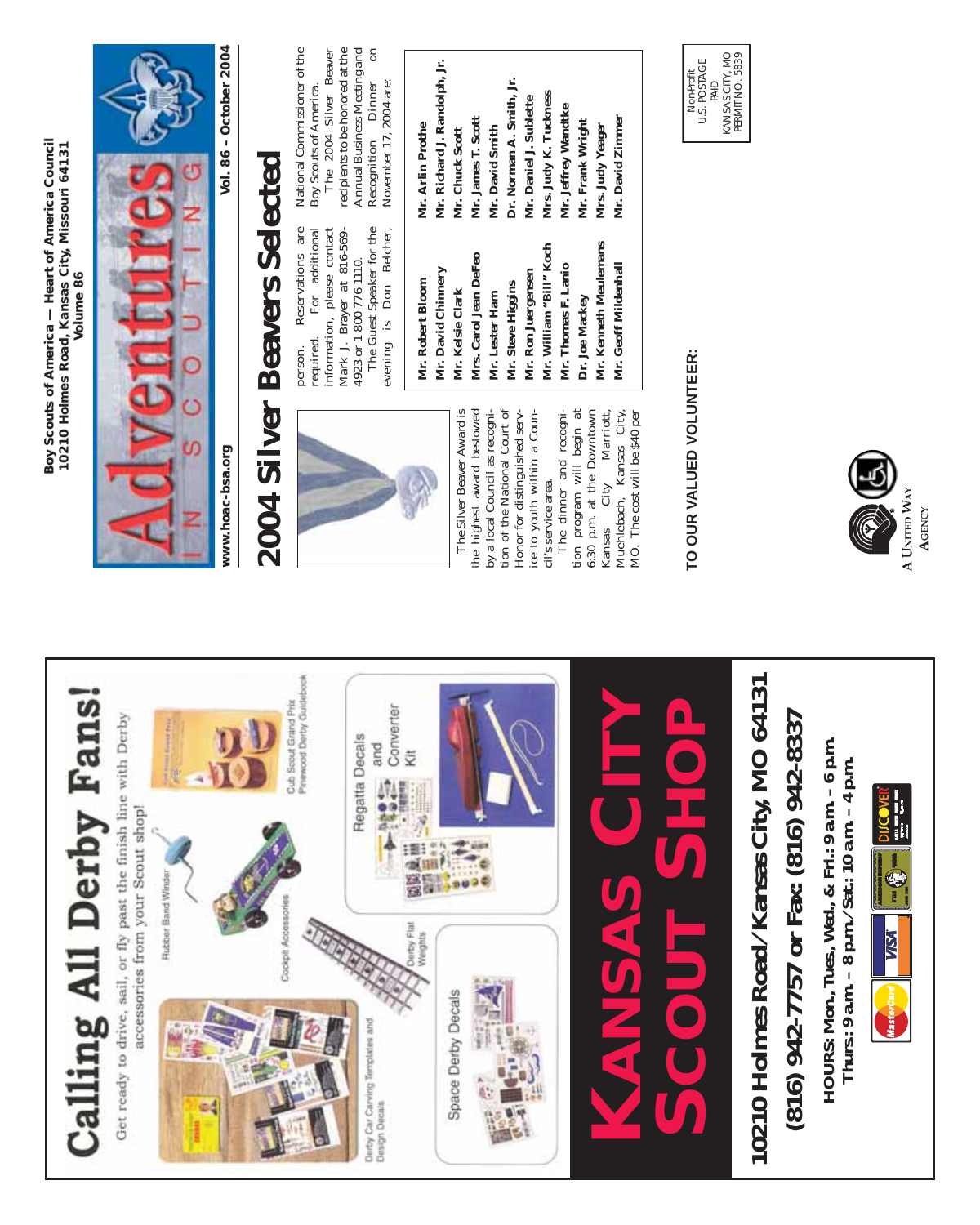Boy Scouts of America — Heart of America Council
10210 Holmes Road, Kansas City, Missouri 64131
Volume 86

# Adventures in Scouting

www.hoac-bsa.org

Vol. 86 – October 2004

## 2004 Silver Beavers Selected

The Silver Beaver Award is the highest award bestowed by a local Council as recognition of the National Court of Honor for distinguished service to youth within a Council's service area.

The dinner and recognition program will begin at 6:30 p.m. at the Downtown Kansas City Marriott, Muehlebach, Kansas City, MO. The cost will be $40 per person. Reservations are required. For additional information, please contact Mark J. Brayer at 816-569-4923 or 1-800-776-1110.

The Guest Speaker for the evening is Don Belcher, National Commissioner of the Boy Scouts of America.

The 2004 Silver Beaver recipients to be honored at the Annual Business Meeting and Recognition Dinner on November 17, 2004 are:

| | |
|---|---|
| **Mr. Robert Bloom** | **Mr. Arlin Prothe** |
| **Mr. David Chinnery** | **Mr. Richard J. Randolph, Jr.** |
| **Ms. Kelsie Clark** | **Mr. Chuck Scott** |
| **Mrs. Carol Jean DeFeo** | **Mr. James T. Scott** |
| **Mr. Lester Ham** | **Mr. David Smith** |
| **Mr. Steve Higgins** | **Dr. Norman A. Smith, Jr.** |
| **Mr. Ron Juergensen** | **Mr. Daniel J. Sublette** |
| **Mr. William "Bill" Koch** | **Mrs. Judy K. Tuckness** |
| **Mr. Thomas F. Lanio** | **Mr. Jeffrey Wandtke** |
| **Dr. Joe Mackey** | **Mr. Frank Wright** |
| **Mr. Kenneth Meulemans** | **Mrs. Judy Yeager** |
| **Mr. Geoff Mildenhall** | **Mr. David Zimmer** |

Non-Profit
U.S. POSTAGE
PAID
KANSAS CITY, MO
PERMIT NO. 5839

TO OUR VALUED VOLUNTEER:

A United Way Agency

# Calling All Derby Fans!

Get ready to drive, sail, or fly past the finish line with Derby accessories from your Scout shop!

Derby Car Carving Templates and Design Decals

Rubber Band Winder

Cockpit Accessories

Cub Scout Grand Prix Pinewood Derby Guidebook

Derby Flat Weights

Space Derby Decals

Regatta Decals and Converter Kit

# Kansas City Scout Shop

**10210 Holmes Road/Kansas City, MO 64131**

**(816) 942-7757 or Fax: (816) 942-8337**

**HOURS: Mon., Tues., Wed., & Fri.: 9 a.m. – 6 p.m.**
**Thurs.: 9 a.m. – 8 p.m./Sat.: 10 a.m. – 4 p.m.**